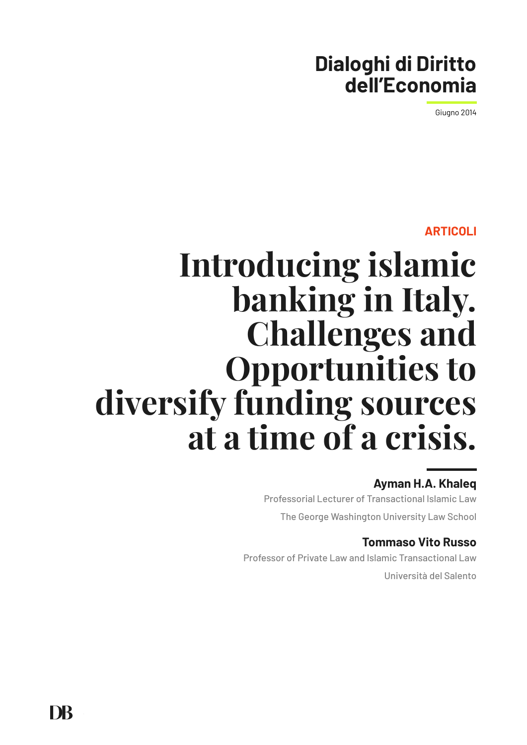Dialoghi di Diritto dell'Economia

Giugno 2014

ARTICOLI

# Introducing islamic banking in Italy. Challenges and Opportunities to diversify funding sources at a time of a crisis.

**Ayman H.A. Khaleq**

Professorial Lecturer of Transactional Islamic Law

The George Washington University Law School

**Tommaso Vito Russo**

Professor of Private Law and Islamic Transactional Law

Università del Salento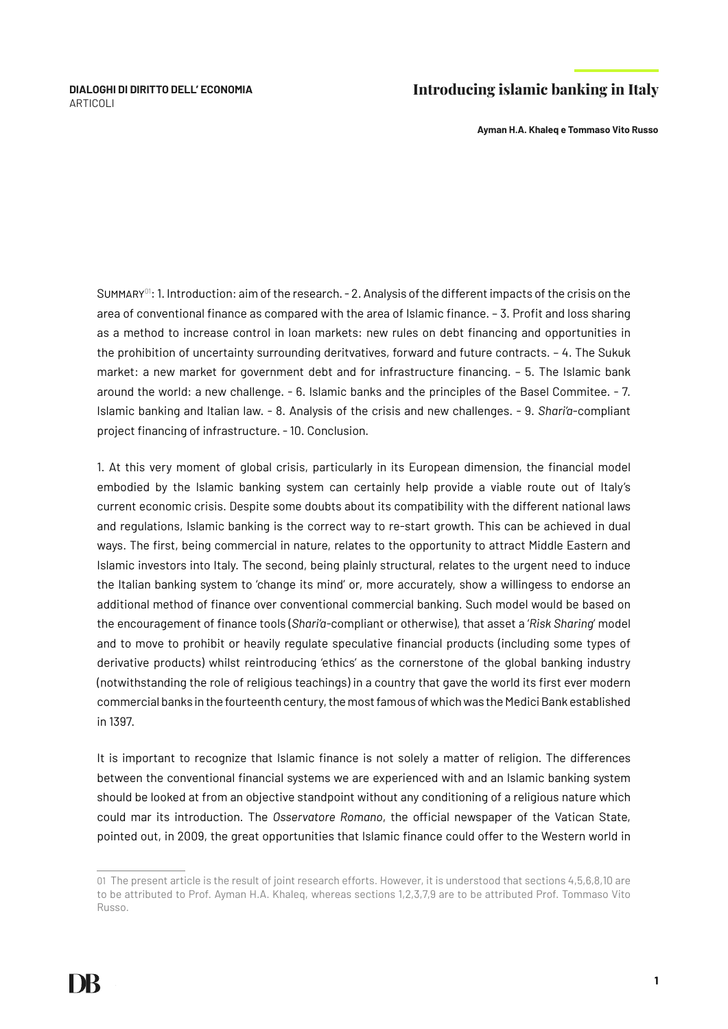# Introducing islamic banking in Italy

**Ayman H.A. Khaleq e Tommaso Vito Russo**

SUMMARY[01]: 1. Introduction: aim of the research. - 2. Analysis of the different impacts of the crisis on the area of conventional finance as compared with the area of Islamic finance. – 3. Profit and loss sharing as a method to increase control in loan markets: new rules on debt financing and opportunities in the prohibition of uncertainty surrounding deritvatives, forward and future contracts. – 4. The Sukuk market: a new market for government debt and for infrastructure financing. – 5. The Islamic bank around the world: a new challenge. - 6. Islamic banks and the principles of the Basel Commitee. - 7. Islamic banking and Italian law. - 8. Analysis of the crisis and new challenges. - 9. *Shari'a*-compliant project financing of infrastructure. - 10. Conclusion.

1. At this very moment of global crisis, particularly in its European dimension, the financial model embodied by the Islamic banking system can certainly help provide a viable route out of Italy's current economic crisis. Despite some doubts about its compatibility with the different national laws and regulations, Islamic banking is the correct way to re-start growth. This can be achieved in dual ways. The first, being commercial in nature, relates to the opportunity to attract Middle Eastern and Islamic investors into Italy. The second, being plainly structural, relates to the urgent need to induce the Italian banking system to 'change its mind' or, more accurately, show a willingess to endorse an additional method of finance over conventional commercial banking. Such model would be based on the encouragement of finance tools (*Shari'a*-compliant or otherwise), that asset a '*Risk Sharing*' model and to move to prohibit or heavily regulate speculative financial products (including some types of derivative products) whilst reintroducing 'ethics' as the cornerstone of the global banking industry (notwithstanding the role of religious teachings) in a country that gave the world its first ever modern commercial banks in the fourteenth century, the most famous of which was the Medici Bank established in 1397.

It is important to recognize that Islamic finance is not solely a matter of religion. The differences between the conventional financial systems we are experienced with and an Islamic banking system should be looked at from an objective standpoint without any conditioning of a religious nature which could mar its introduction. The *Osservatore Romano*, the official newspaper of the Vatican State, pointed out, in 2009, the great opportunities that Islamic finance could offer to the Western world in

01 The present article is the result of joint research efforts. However, it is understood that sections 4,5,6,8,10 are to be attributed to Prof. Ayman H.A. Khaleq, whereas sections 1,2,3,7,9 are to be attributed Prof. Tommaso Vito Russo.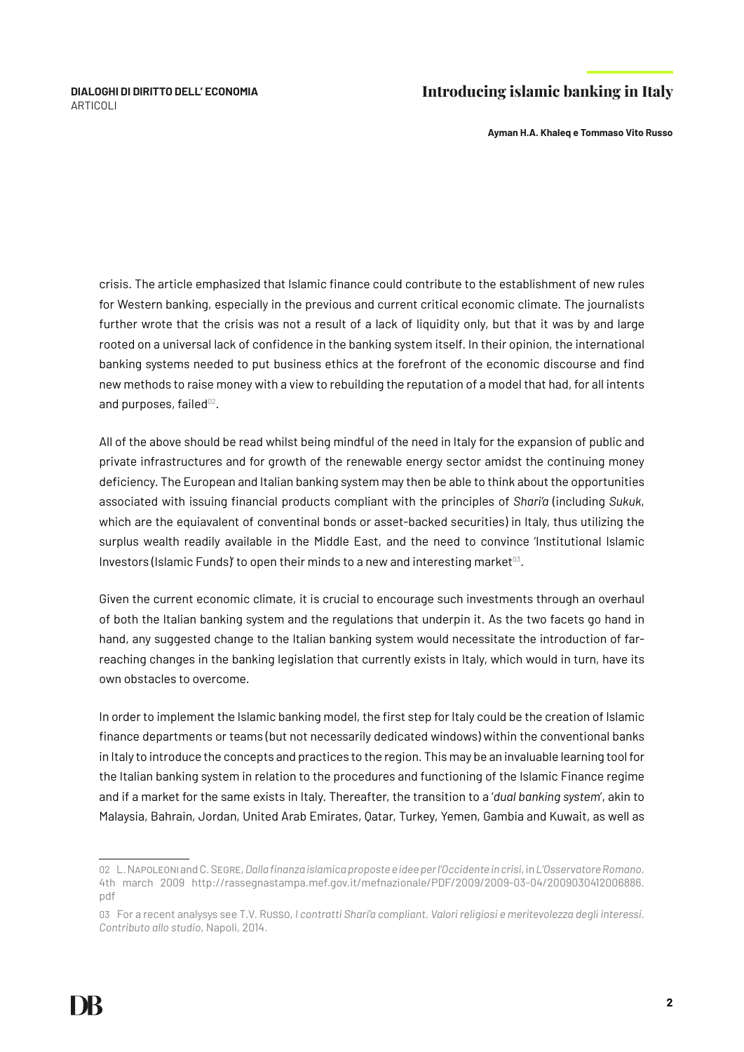crisis. The article emphasized that Islamic finance could contribute to the establishment of new rules for Western banking, especially in the previous and current critical economic climate. The journalists further wrote that the crisis was not a result of a lack of liquidity only, but that it was by and large rooted on a universal lack of confidence in the banking system itself. In their opinion, the international banking systems needed to put business ethics at the forefront of the economic discourse and find new methods to raise money with a view to rebuilding the reputation of a model that had, for all intents and purposes, failed[02].

All of the above should be read whilst being mindful of the need in Italy for the expansion of public and private infrastructures and for growth of the renewable energy sector amidst the continuing money deficiency. The European and Italian banking system may then be able to think about the opportunities associated with issuing financial products compliant with the principles of *Shari'a* (including *Sukuk*, which are the equiavalent of conventinal bonds or asset-backed securities) in Italy, thus utilizing the surplus wealth readily available in the Middle East, and the need to convince 'Institutional Islamic Investors (Islamic Funds)' to open their minds to a new and interesting market[03].

Given the current economic climate, it is crucial to encourage such investments through an overhaul of both the Italian banking system and the regulations that underpin it. As the two facets go hand in hand, any suggested change to the Italian banking system would necessitate the introduction of far-reaching changes in the banking legislation that currently exists in Italy, which would in turn, have its own obstacles to overcome.

In order to implement the Islamic banking model, the first step for Italy could be the creation of Islamic finance departments or teams (but not necessarily dedicated windows) within the conventional banks in Italy to introduce the concepts and practices to the region. This may be an invaluable learning tool for the Italian banking system in relation to the procedures and functioning of the Islamic Finance regime and if a market for the same exists in Italy. Thereafter, the transition to a '*dual banking system*', akin to Malaysia, Bahrain, Jordan, United Arab Emirates, Qatar, Turkey, Yemen, Gambia and Kuwait, as well as

---

02 L. Napoleoni and C. Segre, *Dalla finanza islamica proposte e idee per l'Occidente in crisi*, in *L'Osservatore Romano*, 4th march 2009 http://rassegnastampa.mef.gov.it/mefnazionale/PDF/2009/2009-03-04/2009030412006886.pdf

03 For a recent analysys see T.V. Russo, *I contratti Shari'a compliant. Valori religiosi e meritevolezza degli interessi. Contributo allo studio*, Napoli, 2014.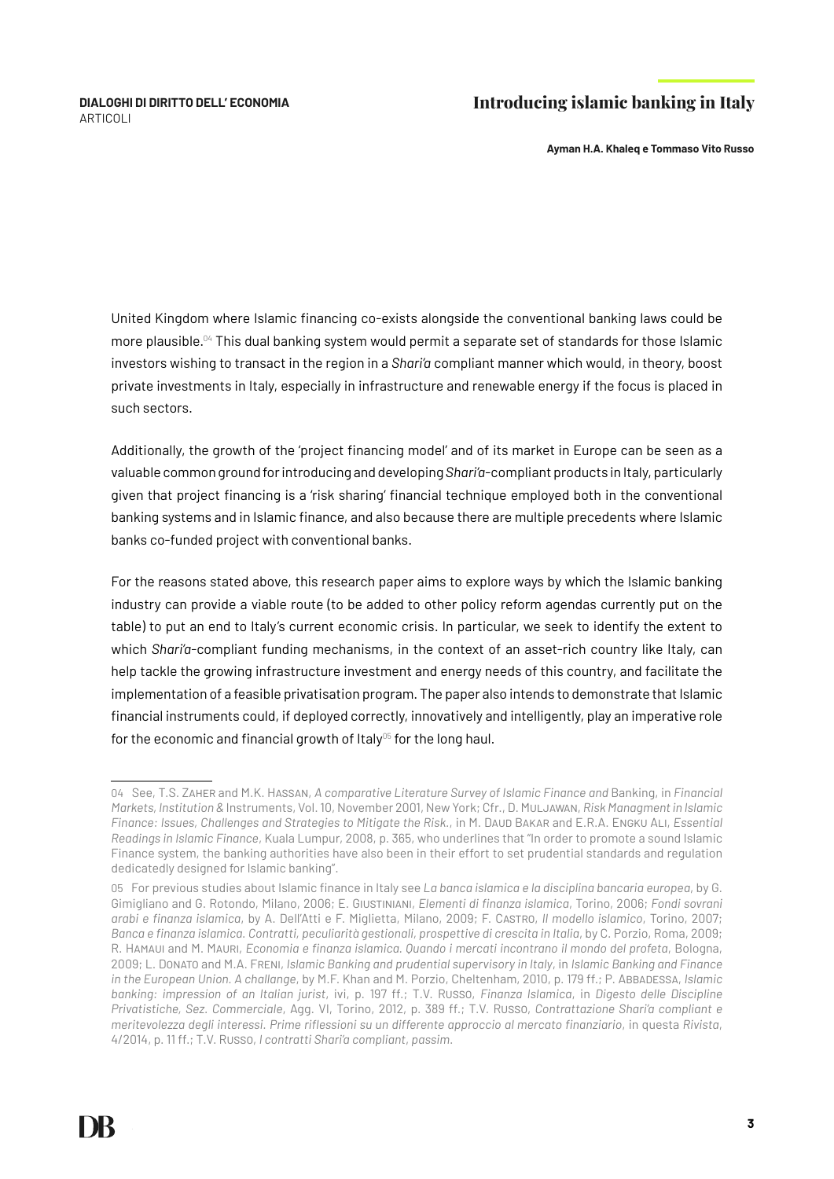United Kingdom where Islamic financing co-exists alongside the conventional banking laws could be more plausible.[04] This dual banking system would permit a separate set of standards for those Islamic investors wishing to transact in the region in a *Shari'a* compliant manner which would, in theory, boost private investments in Italy, especially in infrastructure and renewable energy if the focus is placed in such sectors.

Additionally, the growth of the 'project financing model' and of its market in Europe can be seen as a valuable common ground for introducing and developing *Shari'a*-compliant products in Italy, particularly given that project financing is a 'risk sharing' financial technique employed both in the conventional banking systems and in Islamic finance, and also because there are multiple precedents where Islamic banks co-funded project with conventional banks.

For the reasons stated above, this research paper aims to explore ways by which the Islamic banking industry can provide a viable route (to be added to other policy reform agendas currently put on the table) to put an end to Italy's current economic crisis. In particular, we seek to identify the extent to which *Shari'a*-compliant funding mechanisms, in the context of an asset-rich country like Italy, can help tackle the growing infrastructure investment and energy needs of this country, and facilitate the implementation of a feasible privatisation program. The paper also intends to demonstrate that Islamic financial instruments could, if deployed correctly, innovatively and intelligently, play an imperative role for the economic and financial growth of Italy[05] for the long haul.

---

04 See, T.S. Zaher and M.K. Hassan, *A comparative Literature Survey of Islamic Finance and* Banking, in *Financial Markets, Institution &* Instruments, Vol. 10, November 2001, New York; Cfr., D. Muljawan, *Risk Managment in Islamic Finance: Issues, Challenges and Strategies to Mitigate the Risk.*, in M. Daud Bakar and E.R.A. Engku Ali, *Essential Readings in Islamic Finance*, Kuala Lumpur, 2008, p. 365, who underlines that "In order to promote a sound Islamic Finance system, the banking authorities have also been in their effort to set prudential standards and regulation dedicatedly designed for Islamic banking".

05 For previous studies about Islamic finance in Italy see *La banca islamica e la disciplina bancaria europea*, by G. Gimigliano and G. Rotondo, Milano, 2006; E. Giustiniani, *Elementi di finanza islamica*, Torino, 2006; *Fondi sovrani arabi e finanza islamica*, by A. Dell'Atti e F. Miglietta, Milano, 2009; F. Castro, *Il modello islamico*, Torino, 2007; *Banca e finanza islamica. Contratti, peculiarità gestionali, prospettive di crescita in Italia*, by C. Porzio, Roma, 2009; R. Hamaui and M. Mauri, *Economia e finanza islamica. Quando i mercati incontrano il mondo del profeta*, Bologna, 2009; L. Donato and M.A. Freni, *Islamic Banking and prudential supervisory in Italy*, in *Islamic Banking and Finance in the European Union. A challange*, by M.F. Khan and M. Porzio, Cheltenham, 2010, p. 179 ff.; P. Abbadessa, *Islamic banking: impression of an Italian jurist*, ivi, p. 197 ff.; T.V. Russo, *Finanza Islamica*, in *Digesto delle Discipline Privatistiche, Sez. Commerciale*, Agg. VI, Torino, 2012, p. 389 ff.; T.V. Russo, *Contrattazione Shari'a compliant e meritevolezza degli interessi. Prime riflessioni su un differente approccio al mercato finanziario*, in questa *Rivista*, 4/2014, p. 11 ff.; T.V. Russo, *I contratti Shari'a compliant*, *passim*.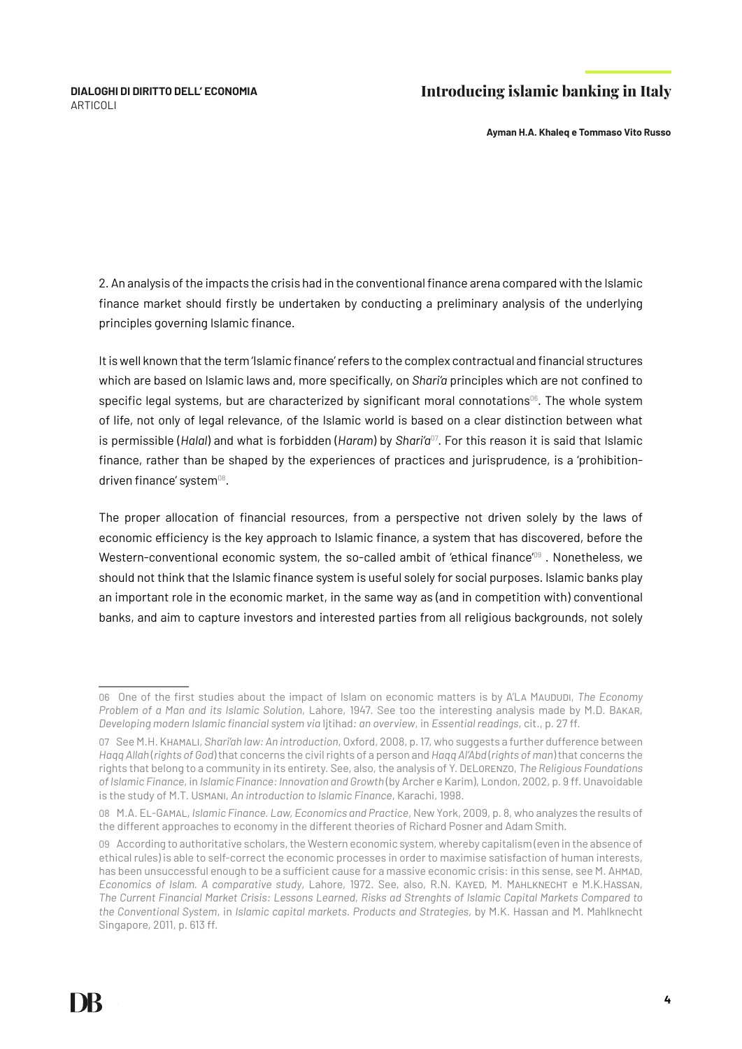2. An analysis of the impacts the crisis had in the conventional finance arena compared with the Islamic finance market should firstly be undertaken by conducting a preliminary analysis of the underlying principles governing Islamic finance.

It is well known that the term 'Islamic finance' refers to the complex contractual and financial structures which are based on Islamic laws and, more specifically, on *Shari'a* principles which are not confined to specific legal systems, but are characterized by significant moral connotations[06]. The whole system of life, not only of legal relevance, of the Islamic world is based on a clear distinction between what is permissible (*Halal*) and what is forbidden (*Haram*) by *Shari'a*[07]. For this reason it is said that Islamic finance, rather than be shaped by the experiences of practices and jurisprudence, is a 'prohibition-driven finance' system[08].

The proper allocation of financial resources, from a perspective not driven solely by the laws of economic efficiency is the key approach to Islamic finance, a system that has discovered, before the Western-conventional economic system, the so-called ambit of 'ethical finance'[09] . Nonetheless, we should not think that the Islamic finance system is useful solely for social purposes. Islamic banks play an important role in the economic market, in the same way as (and in competition with) conventional banks, and aim to capture investors and interested parties from all religious backgrounds, not solely

---

06 One of the first studies about the impact of Islam on economic matters is by A'LA MAUDUDI, *The Economy Problem of a Man and its Islamic Solution*, Lahore, 1947. See too the interesting analysis made by M.D. BAKAR, *Developing modern Islamic financial system via* Ijtihad*: an overview*, in *Essential readings*, cit., p. 27 ff.

07 See M.H. KHAMALI, *Shari'ah law: An introduction*, Oxford, 2008, p. 17, who suggests a further dufference between *Haqq Allah* (*rights of God*) that concerns the civil rights of a person and *Haqq Al'Abd* (*rights of man*) that concerns the rights that belong to a community in its entirety. See, also, the analysis of Y. DELORENZO, *The Religious Foundations of Islamic Finance*, in *Islamic Finance: Innovation and Growth* (by Archer e Karim), London, 2002, p. 9 ff. Unavoidable is the study of M.T. USMANI, *An introduction to Islamic Finance*, Karachi, 1998.

08 M.A. EL-GAMAL, *Islamic Finance. Law, Economics and Practice*, New York, 2009, p. 8, who analyzes the results of the different approaches to economy in the different theories of Richard Posner and Adam Smith.

09 According to authoritative scholars, the Western economic system, whereby capitalism (even in the absence of ethical rules) is able to self-correct the economic processes in order to maximise satisfaction of human interests, has been unsuccessful enough to be a sufficient cause for a massive economic crisis: in this sense, see M. AHMAD, *Economics of Islam. A comparative study*, Lahore, 1972. See, also, R.N. KAYED, M. MAHLKNECHT e M.K.HASSAN, *The Current Financial Market Crisis: Lessons Learned, Risks ad Strenghts of Islamic Capital Markets Compared to the Conventional System*, in *Islamic capital markets. Products and Strategies*, by M.K. Hassan and M. Mahlknecht Singapore, 2011, p. 613 ff.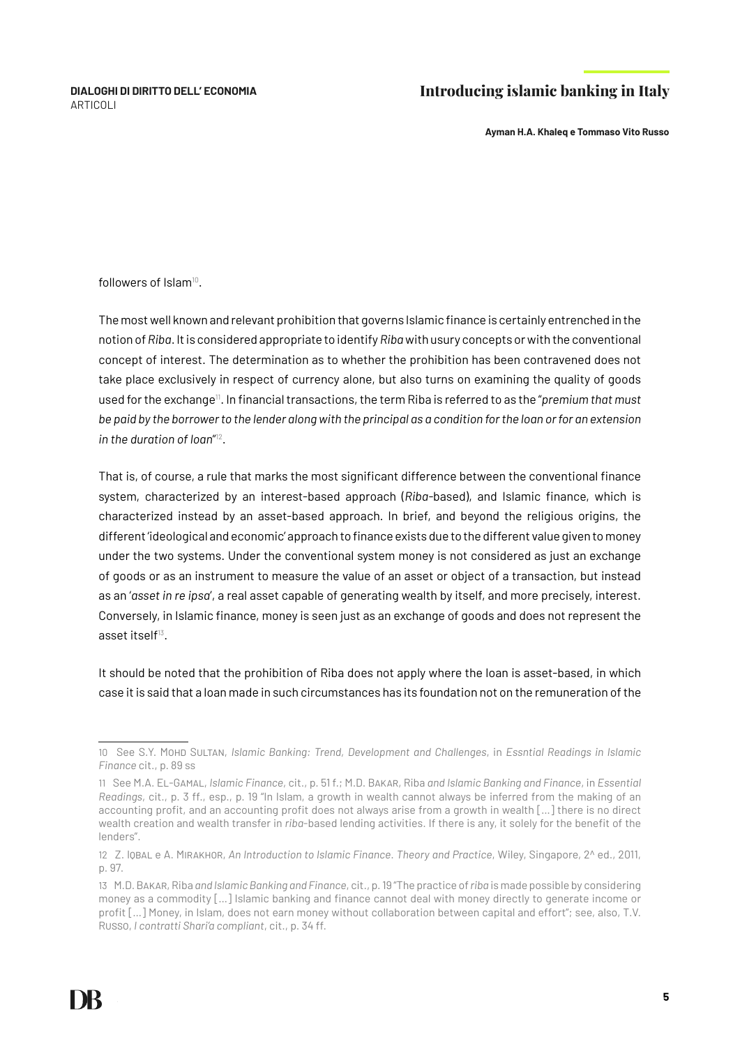followers of Islam[10].

The most well known and relevant prohibition that governs Islamic finance is certainly entrenched in the notion of *Riba*. It is considered appropriate to identify *Riba* with usury concepts or with the conventional concept of interest. The determination as to whether the prohibition has been contravened does not take place exclusively in respect of currency alone, but also turns on examining the quality of goods used for the exchange[11]. In financial transactions, the term Riba is referred to as the "*premium that must be paid by the borrower to the lender along with the principal as a condition for the loan or for an extension in the duration of loan*"[12].

That is, of course, a rule that marks the most significant difference between the conventional finance system, characterized by an interest-based approach (*Riba*-based), and Islamic finance, which is characterized instead by an asset-based approach. In brief, and beyond the religious origins, the different 'ideological and economic' approach to finance exists due to the different value given to money under the two systems. Under the conventional system money is not considered as just an exchange of goods or as an instrument to measure the value of an asset or object of a transaction, but instead as an '*asset in re ipsa*', a real asset capable of generating wealth by itself, and more precisely, interest. Conversely, in Islamic finance, money is seen just as an exchange of goods and does not represent the asset itself[13].

It should be noted that the prohibition of Riba does not apply where the loan is asset-based, in which case it is said that a loan made in such circumstances has its foundation not on the remuneration of the

---

10 See S.Y. Mohd Sultan, *Islamic Banking: Trend, Development and Challenges*, in *Essntial Readings in Islamic Finance* cit., p. 89 ss

11 See M.A. El-Gamal, *Islamic Finance*, cit., p. 51 f.; M.D. Bakar, Riba *and Islamic Banking and Finance*, in *Essential Readings*, cit., p. 3 ff., esp., p. 19 "In Islam, a growth in wealth cannot always be inferred from the making of an accounting profit, and an accounting profit does not always arise from a growth in wealth [...] there is no direct wealth creation and wealth transfer in *riba*-based lending activities. If there is any, it solely for the benefit of the lenders".

12 Z. Iqbal e A. Mirakhor, *An Introduction to Islamic Finance. Theory and Practice*, Wiley, Singapore, 2^ ed., 2011, p. 97.

13 M.D. Bakar, Riba *and Islamic Banking and Finance*, cit., p. 19 "The practice of *riba* is made possible by considering money as a commodity [...] Islamic banking and finance cannot deal with money directly to generate income or profit [...] Money, in Islam, does not earn money without collaboration between capital and effort"; see, also, T.V. Russo, *I contratti Shari'a compliant*, cit., p. 34 ff.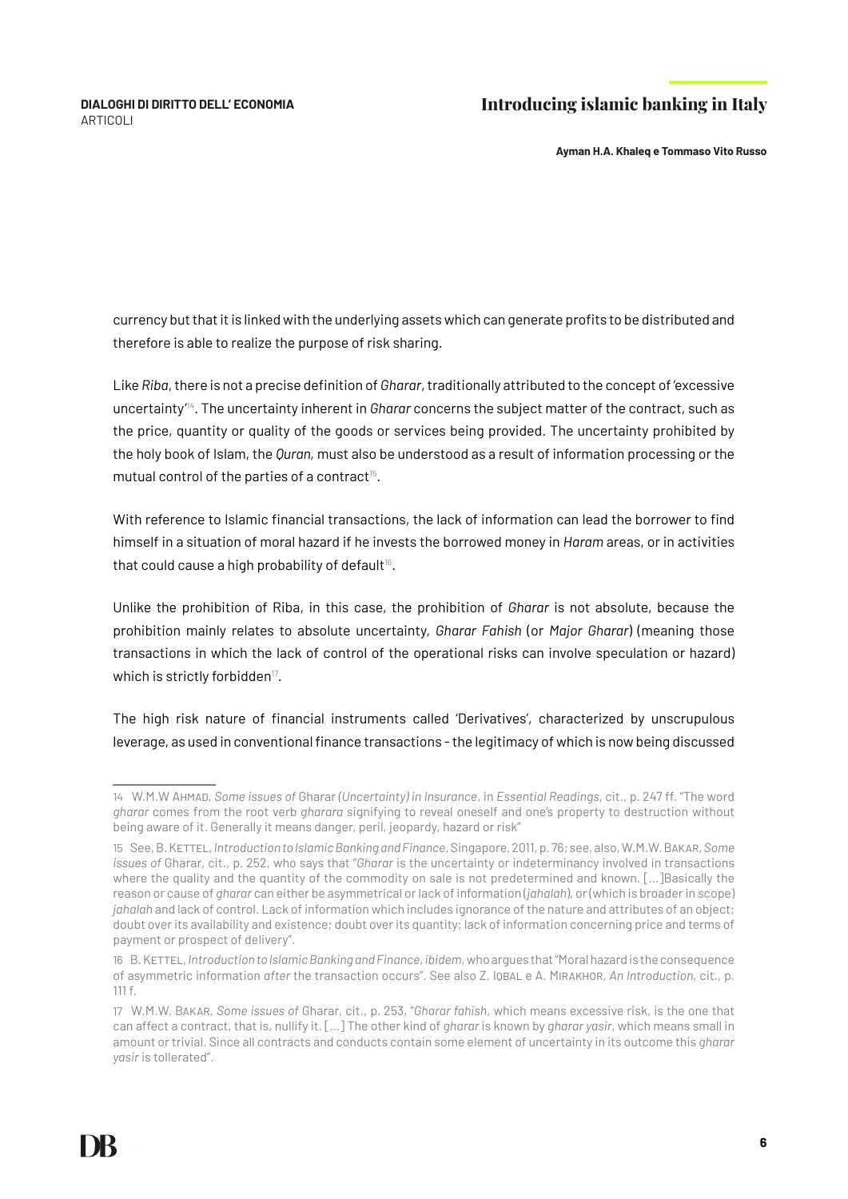currency but that it is linked with the underlying assets which can generate profits to be distributed and therefore is able to realize the purpose of risk sharing.

Like *Riba*, there is not a precise definition of *Gharar*, traditionally attributed to the concept of 'excessive uncertainty'[14]. The uncertainty inherent in *Gharar* concerns the subject matter of the contract, such as the price, quantity or quality of the goods or services being provided. The uncertainty prohibited by the holy book of Islam, the *Quran*, must also be understood as a result of information processing or the mutual control of the parties of a contract[15].

With reference to Islamic financial transactions, the lack of information can lead the borrower to find himself in a situation of moral hazard if he invests the borrowed money in *Haram* areas, or in activities that could cause a high probability of default[16].

Unlike the prohibition of Riba, in this case, the prohibition of *Gharar* is not absolute, because the prohibition mainly relates to absolute uncertainty, *Gharar Fahish* (or *Major Gharar*) (meaning those transactions in which the lack of control of the operational risks can involve speculation or hazard) which is strictly forbidden[17].

The high risk nature of financial instruments called 'Derivatives', characterized by unscrupulous leverage, as used in conventional finance transactions – the legitimacy of which is now being discussed

---

14 W.M.W Ahmad, *Some issues of* Gharar *(Uncertainty) in Insurance*, in *Essential Readings*, cit., p. 247 ff. "The word *gharar* comes from the root verb *gharara* signifying to reveal oneself and one's property to destruction without being aware of it. Generally it means danger, peril, jeopardy, hazard or risk"

15 See, B. Kettel, *Introduction to Islamic Banking and Finance*, Singapore, 2011, p. 76; see, also, W.M.W. Bakar, *Some issues of* Gharar, cit., p. 252, who says that "*Gharar* is the uncertainty or indeterminancy involved in transactions where the quality and the quantity of the commodity on sale is not predetermined and known. […]Basically the reason or cause of *gharar* can either be asymmetrical or lack of information (*jahalah*), or (which is broader in scope) *jahalah* and lack of control. Lack of information which includes ignorance of the nature and attributes of an object; doubt over its availability and existence; doubt over its quantity; lack of information concerning price and terms of payment or prospect of delivery".

16 B. Kettel, *Introduction to Islamic Banking and Finance*, *ibidem*, who argues that "Moral hazard is the consequence of asymmetric information *after* the transaction occurs". See also Z. Iqbal e A. Mirakhor, *An Introduction*, cit., p. 111 f.

17 W.M.W. Bakar, *Some issues of* Gharar, cit., p. 253, "*Gharar fahish*, which means excessive risk, is the one that can affect a contract, that is, nullify it. […] The other kind of *gharar* is known by *gharar yasir*, which means small in amount or trivial. Since all contracts and conducts contain some element of uncertainty in its outcome this *gharar yasir* is tollerated".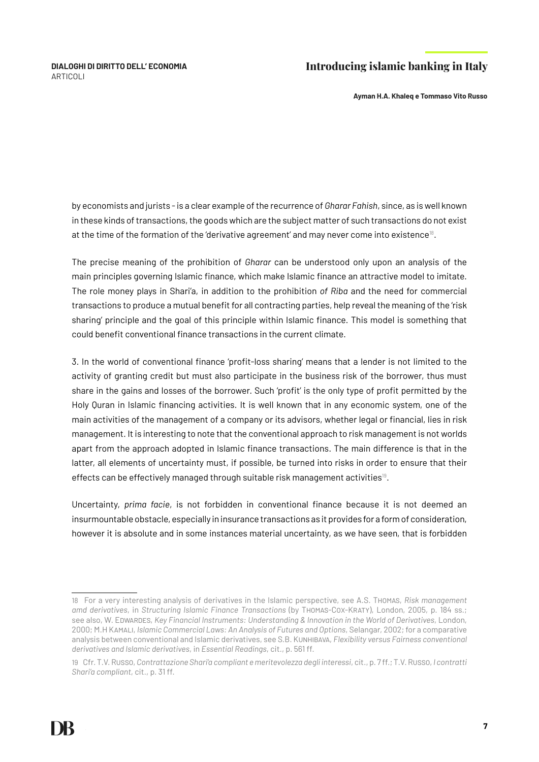by economists and jurists – is a clear example of the recurrence of *Gharar Fahish*, since, as is well known in these kinds of transactions, the goods which are the subject matter of such transactions do not exist at the time of the formation of the 'derivative agreement' and may never come into existence[18].

The precise meaning of the prohibition of *Gharar* can be understood only upon an analysis of the main principles governing Islamic finance, which make Islamic finance an attractive model to imitate. The role money plays in Shari'a, in addition to the prohibition *of Riba* and the need for commercial transactions to produce a mutual benefit for all contracting parties, help reveal the meaning of the 'risk sharing' principle and the goal of this principle within Islamic finance. This model is something that could benefit conventional finance transactions in the current climate.

3. In the world of conventional finance 'profit-loss sharing' means that a lender is not limited to the activity of granting credit but must also participate in the business risk of the borrower, thus must share in the gains and losses of the borrower. Such 'profit' is the only type of profit permitted by the Holy Quran in Islamic financing activities. It is well known that in any economic system, one of the main activities of the management of a company or its advisors, whether legal or financial, lies in risk management. It is interesting to note that the conventional approach to risk management is not worlds apart from the approach adopted in Islamic finance transactions. The main difference is that in the latter, all elements of uncertainty must, if possible, be turned into risks in order to ensure that their effects can be effectively managed through suitable risk management activities[19].

Uncertainty, *prima facie*, is not forbidden in conventional finance because it is not deemed an insurmountable obstacle, especially in insurance transactions as it provides for a form of consideration, however it is absolute and in some instances material uncertainty, as we have seen, that is forbidden

---

18 For a very interesting analysis of derivatives in the Islamic perspective, see A.S. THOMAS, *Risk management amd derivatives*, in *Structuring Islamic Finance Transactions* (by THOMAS-COX-KRATY), London, 2005, p. 184 ss.; see also, W. EDWARDES, *Key Financial Instruments: Understanding & Innovation in the World of Derivatives*, London, 2000; M.H KAMALI, *Islamic Commercial Laws: An Analysis of Futures and Options*, Selangar, 2002; for a comparative analysis between conventional and Islamic derivatives, see S.B. KUNHIBAVA, *Flexibility versus Fairness conventional derivatives and Islamic derivatives*, in *Essential Readings*, cit., p. 561 ff.

19 Cfr. T.V. RUSSO, *Contrattazione Shari'a compliant e meritevolezza degli interessi*, cit., p. 7 ff.; T.V. RUSSO, *I contratti Shari'a compliant*, cit., p. 31 ff.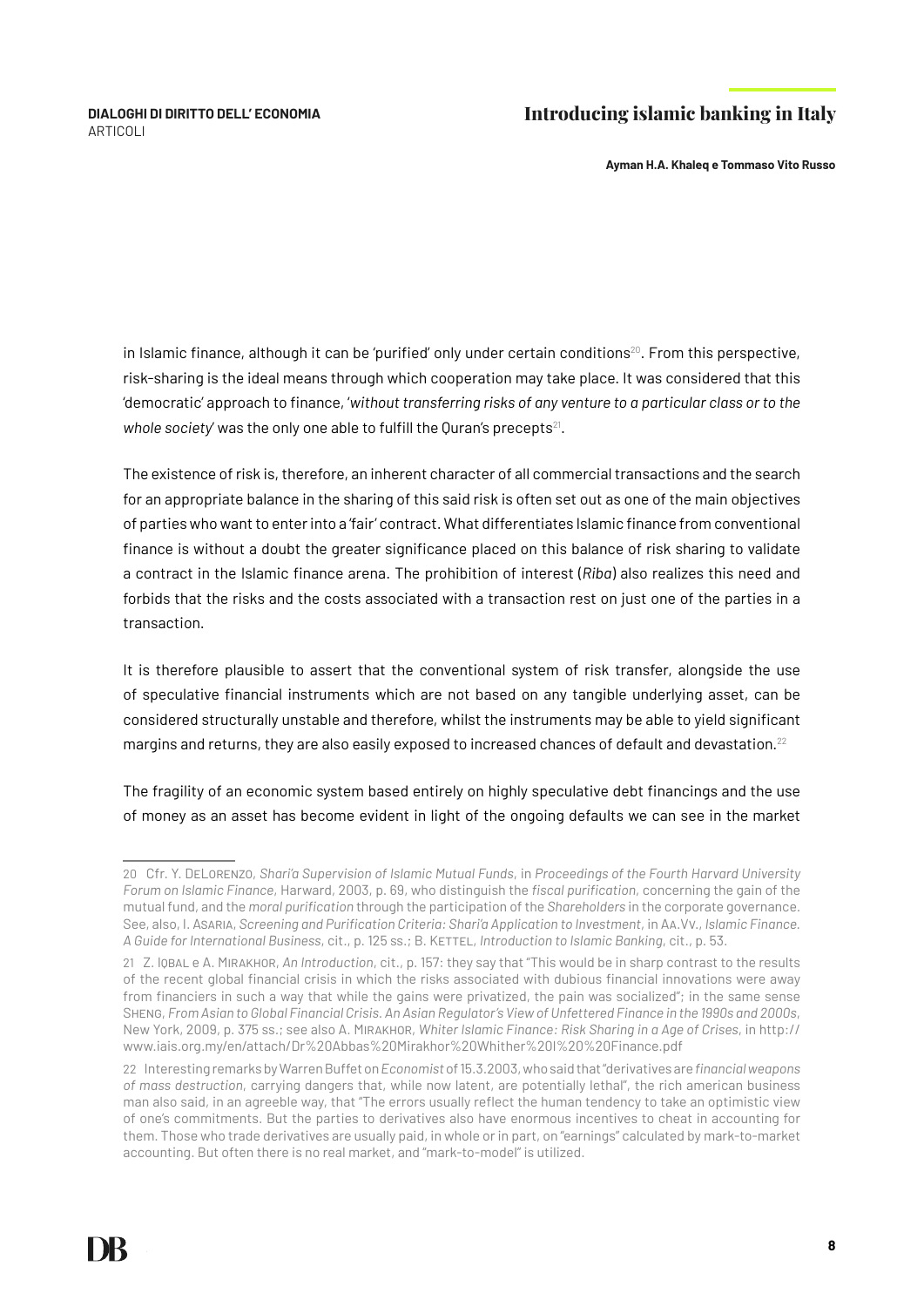in Islamic finance, although it can be 'purified' only under certain conditions[20]. From this perspective, risk-sharing is the ideal means through which cooperation may take place. It was considered that this 'democratic' approach to finance, '*without transferring risks of any venture to a particular class or to the whole society*' was the only one able to fulfill the Quran's precepts[21].

The existence of risk is, therefore, an inherent character of all commercial transactions and the search for an appropriate balance in the sharing of this said risk is often set out as one of the main objectives of parties who want to enter into a 'fair' contract. What differentiates Islamic finance from conventional finance is without a doubt the greater significance placed on this balance of risk sharing to validate a contract in the Islamic finance arena. The prohibition of interest (*Riba*) also realizes this need and forbids that the risks and the costs associated with a transaction rest on just one of the parties in a transaction.

It is therefore plausible to assert that the conventional system of risk transfer, alongside the use of speculative financial instruments which are not based on any tangible underlying asset, can be considered structurally unstable and therefore, whilst the instruments may be able to yield significant margins and returns, they are also easily exposed to increased chances of default and devastation.[22]

The fragility of an economic system based entirely on highly speculative debt financings and the use of money as an asset has become evident in light of the ongoing defaults we can see in the market

---

20 Cfr. Y. DeLorenzo, *Shari'a Supervision of Islamic Mutual Funds*, in *Proceedings of the Fourth Harvard University Forum on Islamic Finance*, Harward, 2003, p. 69, who distinguish the *fiscal purification*, concerning the gain of the mutual fund, and the *moral purification* through the participation of the *Shareholders* in the corporate governance. See, also, I. Asaria, *Screening and Purification Criteria: Shari'a Application to Investment*, in Aa.Vv., *Islamic Finance. A Guide for International Business*, cit., p. 125 ss.; B. Kettel, *Introduction to Islamic Banking*, cit., p. 53.

21 Z. Iqbal e A. Mirakhor, *An Introduction*, cit., p. 157: they say that "This would be in sharp contrast to the results of the recent global financial crisis in which the risks associated with dubious financial innovations were away from financiers in such a way that while the gains were privatized, the pain was socialized"; in the same sense Sheng, *From Asian to Global Financial Crisis. An Asian Regulator's View of Unfettered Finance in the 1990s and 2000s*, New York, 2009, p. 375 ss.; see also A. Mirakhor, *Whiter Islamic Finance: Risk Sharing in a Age of Crises*, in http://www.iais.org.my/en/attach/Dr%20Abbas%20Mirakhor%20Whither%20I%20%20Finance.pdf

22 Interesting remarks by Warren Buffet on *Economist* of 15.3.2003, who said that "derivatives are *financial weapons of mass destruction*, carrying dangers that, while now latent, are potentially lethal", the rich american business man also said, in an agreeble way, that "The errors usually reflect the human tendency to take an optimistic view of one's commitments. But the parties to derivatives also have enormous incentives to cheat in accounting for them. Those who trade derivatives are usually paid, in whole or in part, on "earnings" calculated by mark-to-market accounting. But often there is no real market, and "mark-to-model" is utilized.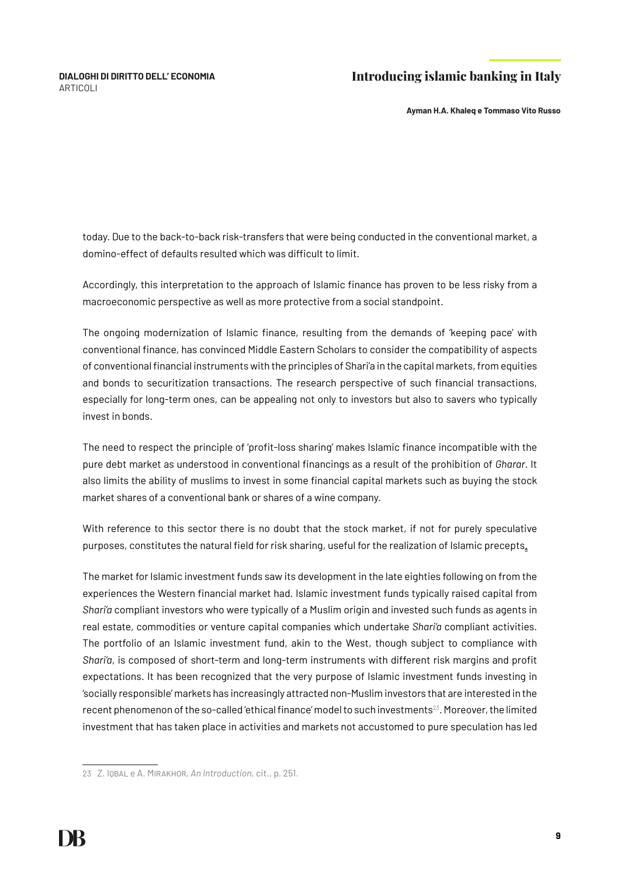today. Due to the back-to-back risk-transfers that were being conducted in the conventional market, a domino-effect of defaults resulted which was difficult to limit.

Accordingly, this interpretation to the approach of Islamic finance has proven to be less risky from a macroeconomic perspective as well as more protective from a social standpoint.

The ongoing modernization of Islamic finance, resulting from the demands of 'keeping pace' with conventional finance, has convinced Middle Eastern Scholars to consider the compatibility of aspects of conventional financial instruments with the principles of Shari'a in the capital markets, from equities and bonds to securitization transactions. The research perspective of such financial transactions, especially for long-term ones, can be appealing not only to investors but also to savers who typically invest in bonds.

The need to respect the principle of 'profit-loss sharing' makes Islamic finance incompatible with the pure debt market as understood in conventional financings as a result of the prohibition of *Gharar*. It also limits the ability of muslims to invest in some financial capital markets such as buying the stock market shares of a conventional bank or shares of a wine company.

With reference to this sector there is no doubt that the stock market, if not for purely speculative purposes, constitutes the natural field for risk sharing, useful for the realization of Islamic precepts.

The market for Islamic investment funds saw its development in the late eighties following on from the experiences the Western financial market had. Islamic investment funds typically raised capital from *Shari'a* compliant investors who were typically of a Muslim origin and invested such funds as agents in real estate, commodities or venture capital companies which undertake *Shari'a* compliant activities. The portfolio of an Islamic investment fund, akin to the West, though subject to compliance with *Shari'a*, is composed of short-term and long-term instruments with different risk margins and profit expectations. It has been recognized that the very purpose of Islamic investment funds investing in 'socially responsible' markets has increasingly attracted non-Muslim investors that are interested in the recent phenomenon of the so-called 'ethical finance' model to such investments[23]. Moreover, the limited investment that has taken place in activities and markets not accustomed to pure speculation has led

---

23 Z. Iqbal e A. Mirakhor, *An Introduction*, cit., p. 251.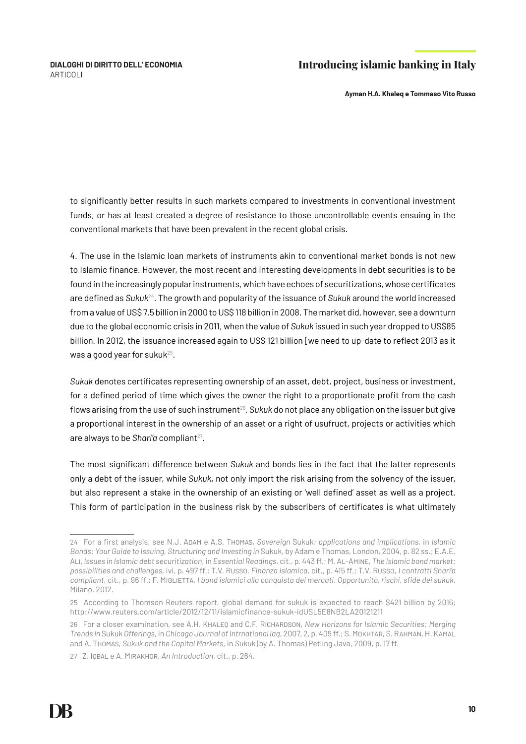to significantly better results in such markets compared to investments in conventional investment funds, or has at least created a degree of resistance to those uncontrollable events ensuing in the conventional markets that have been prevalent in the recent global crisis.

4. The use in the Islamic loan markets of instruments akin to conventional market bonds is not new to Islamic finance. However, the most recent and interesting developments in debt securities is to be found in the increasingly popular instruments, which have echoes of securitizations, whose certificates are defined as *Sukuk*[24]. The growth and popularity of the issuance of *Sukuk* around the world increased from a value of US$ 7.5 billion in 2000 to US$ 118 billion in 2008. The market did, however, see a downturn due to the global economic crisis in 2011, when the value of *Sukuk* issued in such year dropped to US$85 billion. In 2012, the issuance increased again to US$ 121 billion [we need to up-date to reflect 2013 as it was a good year for sukuk[25].

*Sukuk* denotes certificates representing ownership of an asset, debt, project, business or investment, for a defined period of time which gives the owner the right to a proportionate profit from the cash flows arising from the use of such instrument[26]. *Sukuk* do not place any obligation on the issuer but give a proportional interest in the ownership of an asset or a right of usufruct, projects or activities which are always to be *Shari'a* compliant[27].

The most significant difference between *Sukuk* and bonds lies in the fact that the latter represents only a debt of the issuer, while *Sukuk*, not only import the risk arising from the solvency of the issuer, but also represent a stake in the ownership of an existing or 'well defined' asset as well as a project. This form of participation in the business risk by the subscribers of certificates is what ultimately

---

24 For a first analysis, see N.J. Adam e A.S. Thomas, *Sovereign* Sukuk*: applications and implications*, in *Islamic Bonds: Your Guide to Issuing, Structuring and Investing in* Sukuk, by Adam e Thomas, London, 2004, p. 82 ss.; E.A.E. Ali, *Issues in Islamic debt securitization*, in *Essential Readings*, cit., p. 443 ff.; M. Al-Amine, *The Islamic bond market: possibilities and challenges*, ivi, p. 497 ff.; T.V. Russo, *Finanza islamica*, cit., p. 415 ff.; T.V. Russo, *I contratti Shari'a compliant*, cit., p. 96 ff.; F. Miglietta, *I bond islamici alla conquista dei mercati. Opportunità, rischi, sfide dei sukuk*, Milano, 2012.

25 According to Thomson Reuters report, global demand for sukuk is expected to reach $421 billion by 2016; http://www.reuters.com/article/2012/12/11/islamicfinance-sukuk-idUSL5E8NB2LA20121211

26 For a closer examination, see A.H. Khaleq and C.F. Richardson, *New Horizons for Islamic Securities: Merging Trends in* Sukuk *Offerings*, in *Chicago Journal of Intrnational laq*, 2007, 2, p. 409 ff.; S. Mokhtar, S. Rahman, H. Kamal and A. Thomas, *Sukuk and the Capital Markets*, in *Sukuk* (by A. Thomas) Petling Java, 2009, p. 17 ff.

27 Z. Iqbal e A. Mirakhor, *An Introduction*, cit., p. 264.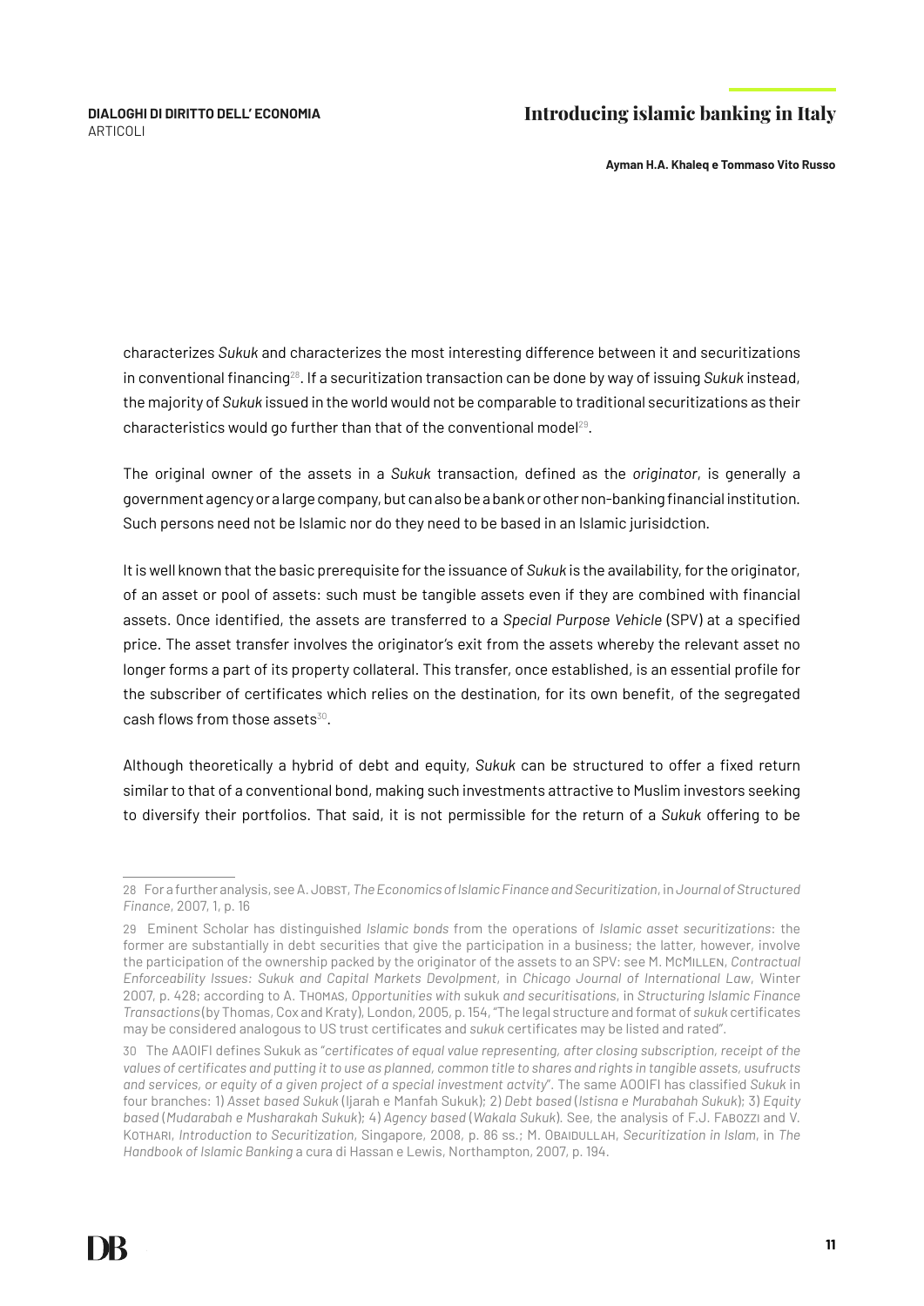characterizes *Sukuk* and characterizes the most interesting difference between it and securitizations in conventional financing[28]. If a securitization transaction can be done by way of issuing *Sukuk* instead, the majority of *Sukuk* issued in the world would not be comparable to traditional securitizations as their characteristics would go further than that of the conventional model[29].

The original owner of the assets in a *Sukuk* transaction, defined as the *originator*, is generally a government agency or a large company, but can also be a bank or other non-banking financial institution. Such persons need not be Islamic nor do they need to be based in an Islamic jurisidction.

It is well known that the basic prerequisite for the issuance of *Sukuk* is the availability, for the originator, of an asset or pool of assets: such must be tangible assets even if they are combined with financial assets. Once identified, the assets are transferred to a *Special Purpose Vehicle* (SPV) at a specified price. The asset transfer involves the originator's exit from the assets whereby the relevant asset no longer forms a part of its property collateral. This transfer, once established, is an essential profile for the subscriber of certificates which relies on the destination, for its own benefit, of the segregated cash flows from those assets[30].

Although theoretically a hybrid of debt and equity, *Sukuk* can be structured to offer a fixed return similar to that of a conventional bond, making such investments attractive to Muslim investors seeking to diversify their portfolios. That said, it is not permissible for the return of a *Sukuk* offering to be

---

28 For a further analysis, see A. Jobst, *The Economics of Islamic Finance and Securitization*, in *Journal of Structured Finance*, 2007, 1, p. 16

29 Eminent Scholar has distinguished *Islamic bonds* from the operations of *Islamic asset securitizations*: the former are substantially in debt securities that give the participation in a business; the latter, however, involve the participation of the ownership packed by the originator of the assets to an SPV: see M. McMillen, *Contractual Enforceability Issues: Sukuk and Capital Markets Devolpment*, in *Chicago Journal of International Law*, Winter 2007, p. 428; according to A. Thomas, *Opportunities with* sukuk *and securitisations*, in *Structuring Islamic Finance Transactions* (by Thomas, Cox and Kraty), London, 2005, p. 154, "The legal structure and format of *sukuk* certificates may be considered analogous to US trust certificates and *sukuk* certificates may be listed and rated".

30 The AAOIFI defines Sukuk as "*certificates of equal value representing, after closing subscription, receipt of the values of certificates and putting it to use as planned, common title to shares and rights in tangible assets, usufructs and services, or equity of a given project of a special investment actvity*". The same AOOIFI has classified *Sukuk* in four branches: 1) *Asset based Sukuk* (Ijarah e Manfah Sukuk); 2) *Debt based* (*Istisna e Murabahah Sukuk*); 3) *Equity based* (*Mudarabah e Musharakah Sukuk*); 4) *Agency based* (*Wakala Sukuk*). See, the analysis of F.J. Fabozzi and V. Kothari, *Introduction to Securitization*, Singapore, 2008, p. 86 ss.; M. Obaidullah, *Securitization in Islam*, in *The Handbook of Islamic Banking* a cura di Hassan e Lewis, Northampton, 2007, p. 194.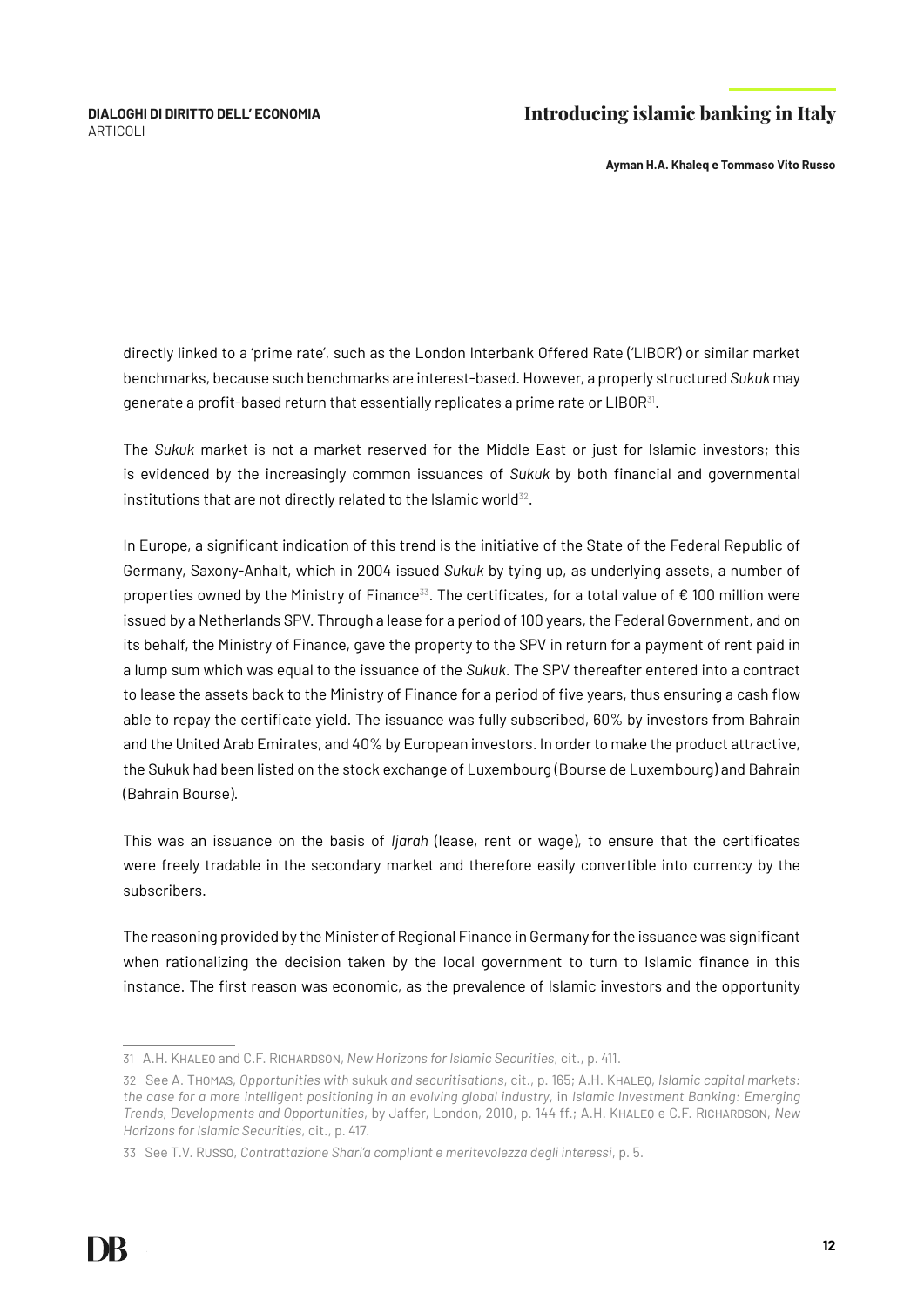directly linked to a 'prime rate', such as the London Interbank Offered Rate ('LIBOR') or similar market benchmarks, because such benchmarks are interest-based. However, a properly structured *Sukuk* may generate a profit-based return that essentially replicates a prime rate or LIBOR[31].

The *Sukuk* market is not a market reserved for the Middle East or just for Islamic investors; this is evidenced by the increasingly common issuances of *Sukuk* by both financial and governmental institutions that are not directly related to the Islamic world[32].

In Europe, a significant indication of this trend is the initiative of the State of the Federal Republic of Germany, Saxony-Anhalt, which in 2004 issued *Sukuk* by tying up, as underlying assets, a number of properties owned by the Ministry of Finance[33]. The certificates, for a total value of € 100 million were issued by a Netherlands SPV. Through a lease for a period of 100 years, the Federal Government, and on its behalf, the Ministry of Finance, gave the property to the SPV in return for a payment of rent paid in a lump sum which was equal to the issuance of the *Sukuk*. The SPV thereafter entered into a contract to lease the assets back to the Ministry of Finance for a period of five years, thus ensuring a cash flow able to repay the certificate yield. The issuance was fully subscribed, 60% by investors from Bahrain and the United Arab Emirates, and 40% by European investors. In order to make the product attractive, the Sukuk had been listed on the stock exchange of Luxembourg (Bourse de Luxembourg) and Bahrain (Bahrain Bourse).

This was an issuance on the basis of *Ijarah* (lease, rent or wage), to ensure that the certificates were freely tradable in the secondary market and therefore easily convertible into currency by the subscribers.

The reasoning provided by the Minister of Regional Finance in Germany for the issuance was significant when rationalizing the decision taken by the local government to turn to Islamic finance in this instance. The first reason was economic, as the prevalence of Islamic investors and the opportunity

---

31 A.H. Khaleq and C.F. Richardson, *New Horizons for Islamic Securities*, cit., p. 411.

32 See A. Thomas, *Opportunities with* sukuk *and securitisations*, cit., p. 165; A.H. Khaleq, *Islamic capital markets: the case for a more intelligent positioning in an evolving global industry*, in *Islamic Investment Banking: Emerging Trends, Developments and Opportunities*, by Jaffer, London, 2010, p. 144 ff.; A.H. Khaleq e C.F. Richardson, *New Horizons for Islamic Securities*, cit., p. 417.

33 See T.V. Russo, *Contrattazione Shari'a compliant e meritevolezza degli interessi*, p. 5.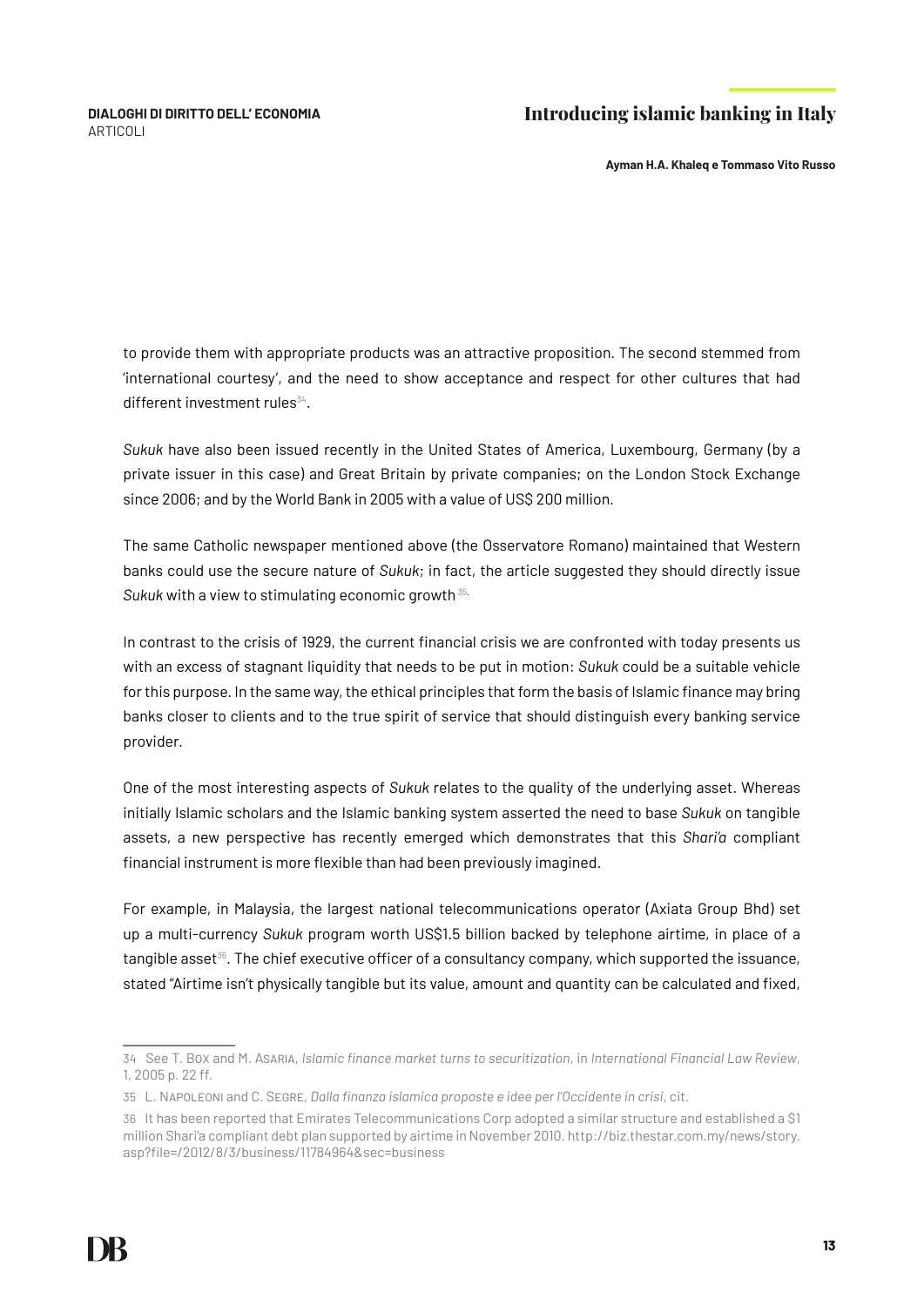to provide them with appropriate products was an attractive proposition. The second stemmed from 'international courtesy', and the need to show acceptance and respect for other cultures that had different investment rules[34].

*Sukuk* have also been issued recently in the United States of America, Luxembourg, Germany (by a private issuer in this case) and Great Britain by private companies; on the London Stock Exchange since 2006; and by the World Bank in 2005 with a value of US$ 200 million.

The same Catholic newspaper mentioned above (the Osservatore Romano) maintained that Western banks could use the secure nature of *Sukuk*; in fact, the article suggested they should directly issue *Sukuk* with a view to stimulating economic growth[35].

In contrast to the crisis of 1929, the current financial crisis we are confronted with today presents us with an excess of stagnant liquidity that needs to be put in motion: *Sukuk* could be a suitable vehicle for this purpose. In the same way, the ethical principles that form the basis of Islamic finance may bring banks closer to clients and to the true spirit of service that should distinguish every banking service provider.

One of the most interesting aspects of *Sukuk* relates to the quality of the underlying asset. Whereas initially Islamic scholars and the Islamic banking system asserted the need to base *Sukuk* on tangible assets, a new perspective has recently emerged which demonstrates that this *Shari'a* compliant financial instrument is more flexible than had been previously imagined.

For example, in Malaysia, the largest national telecommunications operator (Axiata Group Bhd) set up a multi-currency *Sukuk* program worth US$1.5 billion backed by telephone airtime, in place of a tangible asset[36]. The chief executive officer of a consultancy company, which supported the issuance, stated "Airtime isn't physically tangible but its value, amount and quantity can be calculated and fixed,

---

34 See T. Box and M. Asaria, *Islamic finance market turns to securitization*, in *International Financial Law Review*, 1, 2005 p. 22 ff.

35 L. Napoleoni and C. Segre, *Dalla finanza islamica proposte e idee per l'Occidente in crisi*, cit.

36 It has been reported that Emirates Telecommunications Corp adopted a similar structure and established a $1 million Shari'a compliant debt plan supported by airtime in November 2010. http://biz.thestar.com.my/news/story.asp?file=/2012/8/3/business/11784964&sec=business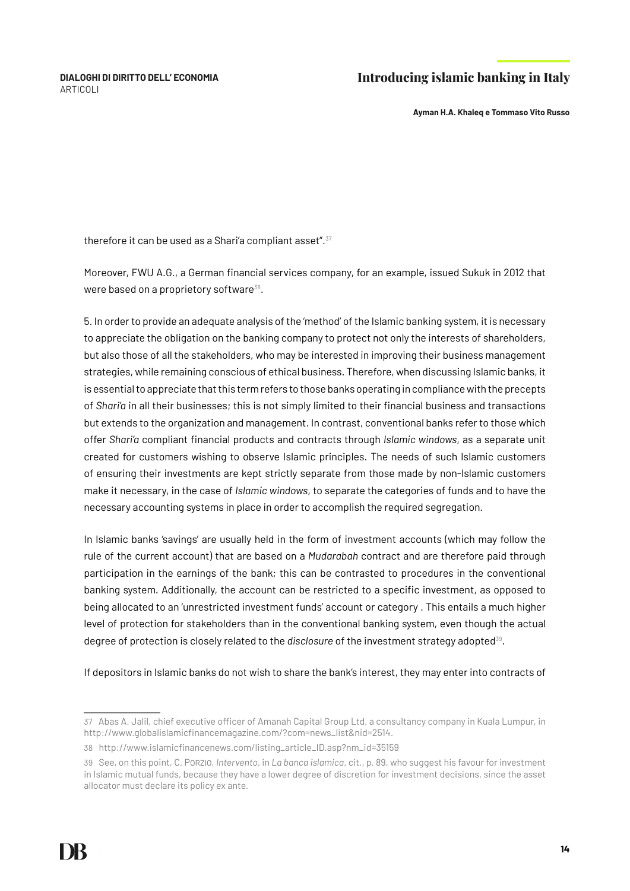therefore it can be used as a Shari'a compliant asset".[37]

Moreover, FWU A.G., a German financial services company, for an example, issued Sukuk in 2012 that were based on a proprietory software[38].

5. In order to provide an adequate analysis of the 'method' of the Islamic banking system, it is necessary to appreciate the obligation on the banking company to protect not only the interests of shareholders, but also those of all the stakeholders, who may be interested in improving their business management strategies, while remaining conscious of ethical business. Therefore, when discussing Islamic banks, it is essential to appreciate that this term refers to those banks operating in compliance with the precepts of *Shari'a* in all their businesses; this is not simply limited to their financial business and transactions but extends to the organization and management. In contrast, conventional banks refer to those which offer *Shari'a* compliant financial products and contracts through *Islamic windows*, as a separate unit created for customers wishing to observe Islamic principles. The needs of such Islamic customers of ensuring their investments are kept strictly separate from those made by non-Islamic customers make it necessary, in the case of *Islamic windows*, to separate the categories of funds and to have the necessary accounting systems in place in order to accomplish the required segregation.

In Islamic banks 'savings' are usually held in the form of investment accounts (which may follow the rule of the current account) that are based on a *Mudarabah* contract and are therefore paid through participation in the earnings of the bank; this can be contrasted to procedures in the conventional banking system. Additionally, the account can be restricted to a specific investment, as opposed to being allocated to an 'unrestricted investment funds' account or category . This entails a much higher level of protection for stakeholders than in the conventional banking system, even though the actual degree of protection is closely related to the *disclosure* of the investment strategy adopted[39].

If depositors in Islamic banks do not wish to share the bank's interest, they may enter into contracts of

---

37 Abas A. Jalil, chief executive officer of Amanah Capital Group Ltd, a consultancy company in Kuala Lumpur, in http://www.globalislamicfinancemagazine.com/?com=news_list&nid=2514.

38 http://www.islamicfinancenews.com/listing_article_ID.asp?nm_id=35159

39 See, on this point, C. Porzio, *Intervento*, in *La banca islamica*, cit., p. 89, who suggest his favour for investment in Islamic mutual funds, because they have a lower degree of discretion for investment decisions, since the asset allocator must declare its policy ex ante.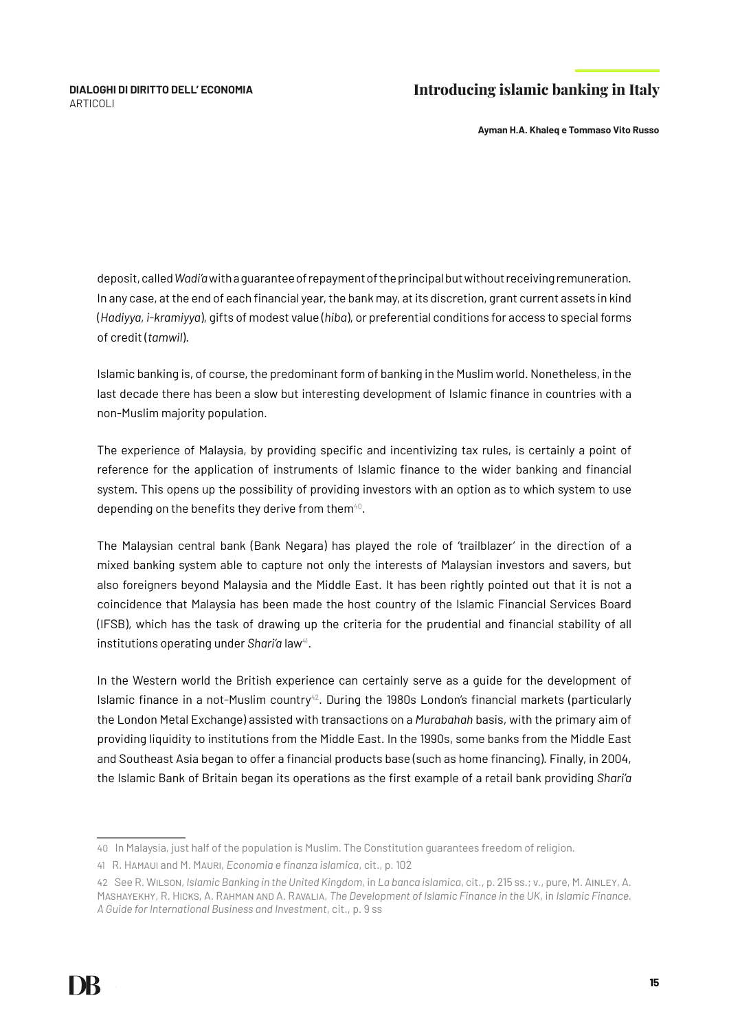deposit, called *Wadi'a* with a guarantee of repayment of the principal but without receiving remuneration. In any case, at the end of each financial year, the bank may, at its discretion, grant current assets in kind (*Hadiyya, i-kramiyya*), gifts of modest value (*hiba*), or preferential conditions for access to special forms of credit (*tamwil*).

Islamic banking is, of course, the predominant form of banking in the Muslim world. Nonetheless, in the last decade there has been a slow but interesting development of Islamic finance in countries with a non-Muslim majority population.

The experience of Malaysia, by providing specific and incentivizing tax rules, is certainly a point of reference for the application of instruments of Islamic finance to the wider banking and financial system. This opens up the possibility of providing investors with an option as to which system to use depending on the benefits they derive from them[40].

The Malaysian central bank (Bank Negara) has played the role of 'trailblazer' in the direction of a mixed banking system able to capture not only the interests of Malaysian investors and savers, but also foreigners beyond Malaysia and the Middle East. It has been rightly pointed out that it is not a coincidence that Malaysia has been made the host country of the Islamic Financial Services Board (IFSB), which has the task of drawing up the criteria for the prudential and financial stability of all institutions operating under *Shari'a* law[41].

In the Western world the British experience can certainly serve as a guide for the development of Islamic finance in a not-Muslim country[42]. During the 1980s London's financial markets (particularly the London Metal Exchange) assisted with transactions on a *Murabahah* basis, with the primary aim of providing liquidity to institutions from the Middle East. In the 1990s, some banks from the Middle East and Southeast Asia began to offer a financial products base (such as home financing). Finally, in 2004, the Islamic Bank of Britain began its operations as the first example of a retail bank providing *Shari'a*

---

40 In Malaysia, just half of the population is Muslim. The Constitution guarantees freedom of religion.

41 R. Hamaui and M. Mauri, *Economia e finanza islamica*, cit., p. 102

42 See R. Wilson, *Islamic Banking in the United Kingdom*, in *La banca islamica*, cit., p. 215 ss.; v., pure, M. Ainley, A. Mashayekhy, R. Hicks, A. Rahman and A. Ravalia, *The Development of Islamic Finance in the UK*, in *Islamic Finance. A Guide for International Business and Investment*, cit., p. 9 ss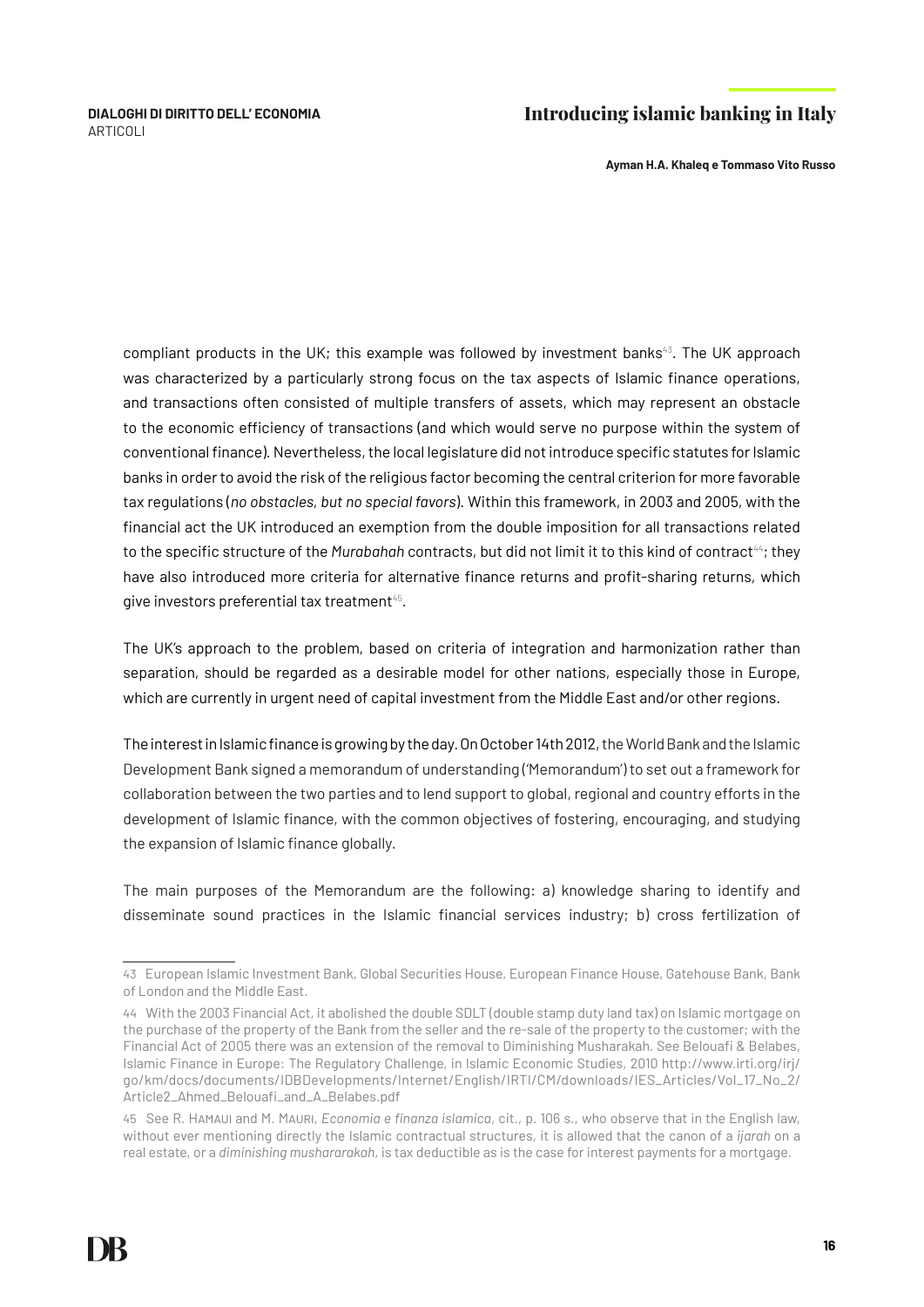compliant products in the UK; this example was followed by investment banks[43]. The UK approach was characterized by a particularly strong focus on the tax aspects of Islamic finance operations, and transactions often consisted of multiple transfers of assets, which may represent an obstacle to the economic efficiency of transactions (and which would serve no purpose within the system of conventional finance). Nevertheless, the local legislature did not introduce specific statutes for Islamic banks in order to avoid the risk of the religious factor becoming the central criterion for more favorable tax regulations (*no obstacles, but no special favors*). Within this framework, in 2003 and 2005, with the financial act the UK introduced an exemption from the double imposition for all transactions related to the specific structure of the *Murabahah* contracts, but did not limit it to this kind of contract[44]; they have also introduced more criteria for alternative finance returns and profit-sharing returns, which give investors preferential tax treatment[45].

The UK's approach to the problem, based on criteria of integration and harmonization rather than separation, should be regarded as a desirable model for other nations, especially those in Europe, which are currently in urgent need of capital investment from the Middle East and/or other regions.

The interest in Islamic finance is growing by the day. On October 14th 2012, the World Bank and the Islamic Development Bank signed a memorandum of understanding ('Memorandum') to set out a framework for collaboration between the two parties and to lend support to global, regional and country efforts in the development of Islamic finance, with the common objectives of fostering, encouraging, and studying the expansion of Islamic finance globally.

The main purposes of the Memorandum are the following: a) knowledge sharing to identify and disseminate sound practices in the Islamic financial services industry; b) cross fertilization of

---

43 European Islamic Investment Bank, Global Securities House, European Finance House, Gatehouse Bank, Bank of London and the Middle East.

44 With the 2003 Financial Act, it abolished the double SDLT (double stamp duty land tax) on Islamic mortgage on the purchase of the property of the Bank from the seller and the re-sale of the property to the customer; with the Financial Act of 2005 there was an extension of the removal to Diminishing Musharakah. See Belouafi & Belabes, Islamic Finance in Europe: The Regulatory Challenge, in Islamic Economic Studies, 2010 http://www.irti.org/irj/go/km/docs/documents/IDBDevelopments/Internet/English/IRTI/CM/downloads/IES_Articles/Vol_17_No_2/Article2_Ahmed_Belouafi_and_A_Belabes.pdf

45 See R. Hamaui and M. Mauri, *Economia e finanza islamica*, cit., p. 106 s., who observe that in the English law, without ever mentioning directly the Islamic contractual structures, it is allowed that the canon of a *ijarah* on a real estate, or a *diminishing mushararakah*, is tax deductible as is the case for interest payments for a mortgage.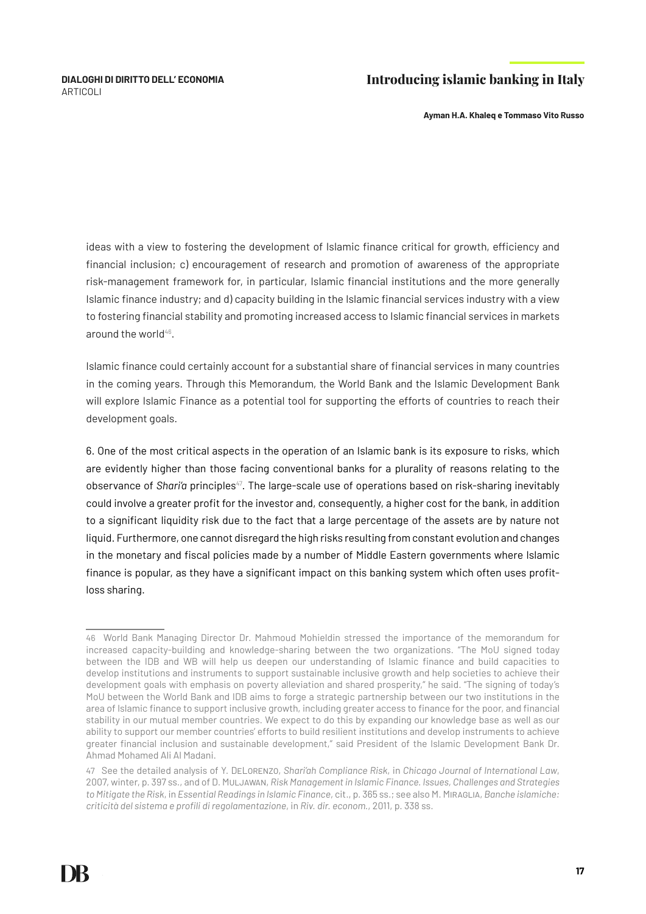ideas with a view to fostering the development of Islamic finance critical for growth, efficiency and financial inclusion; c) encouragement of research and promotion of awareness of the appropriate risk-management framework for, in particular, Islamic financial institutions and the more generally Islamic finance industry; and d) capacity building in the Islamic financial services industry with a view to fostering financial stability and promoting increased access to Islamic financial services in markets around the world[46].

Islamic finance could certainly account for a substantial share of financial services in many countries in the coming years. Through this Memorandum, the World Bank and the Islamic Development Bank will explore Islamic Finance as a potential tool for supporting the efforts of countries to reach their development goals.

6. One of the most critical aspects in the operation of an Islamic bank is its exposure to risks, which are evidently higher than those facing conventional banks for a plurality of reasons relating to the observance of *Shari'a* principles[47]. The large-scale use of operations based on risk-sharing inevitably could involve a greater profit for the investor and, consequently, a higher cost for the bank, in addition to a significant liquidity risk due to the fact that a large percentage of the assets are by nature not liquid. Furthermore, one cannot disregard the high risks resulting from constant evolution and changes in the monetary and fiscal policies made by a number of Middle Eastern governments where Islamic finance is popular, as they have a significant impact on this banking system which often uses profit-loss sharing.

---

46 World Bank Managing Director Dr. Mahmoud Mohieldin stressed the importance of the memorandum for increased capacity-building and knowledge-sharing between the two organizations. "The MoU signed today between the IDB and WB will help us deepen our understanding of Islamic finance and build capacities to develop institutions and instruments to support sustainable inclusive growth and help societies to achieve their development goals with emphasis on poverty alleviation and shared prosperity," he said. "The signing of today's MoU between the World Bank and IDB aims to forge a strategic partnership between our two institutions in the area of Islamic finance to support inclusive growth, including greater access to finance for the poor, and financial stability in our mutual member countries. We expect to do this by expanding our knowledge base as well as our ability to support our member countries' efforts to build resilient institutions and develop instruments to achieve greater financial inclusion and sustainable development," said President of the Islamic Development Bank Dr. Ahmad Mohamed Ali Al Madani.

47 See the detailed analysis of Y. DeLorenzo, *Shari'ah Compliance Risk*, in *Chicago Journal of International Law*, 2007, winter, p. 397 ss., and of D. Muljawan, *Risk Management in Islamic Finance. Issues, Challenges and Strategies to Mitigate the Risk*, in *Essential Readings in Islamic Finance*, cit., p. 365 ss.; see also M. Miraglia, *Banche islamiche: criticità del sistema e profili di regolamentazione*, in *Riv. dir. econom.*, 2011, p. 338 ss.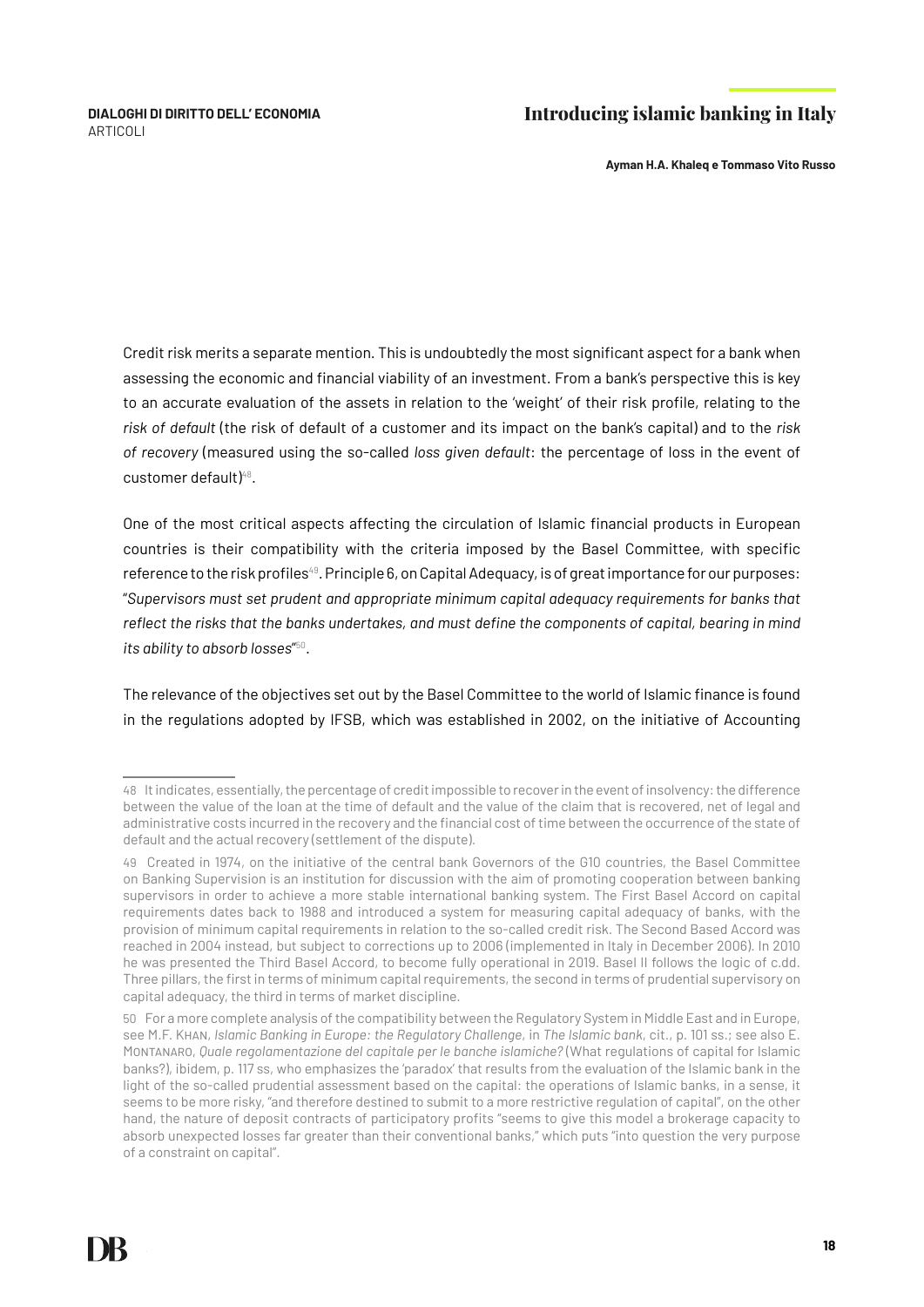Credit risk merits a separate mention. This is undoubtedly the most significant aspect for a bank when assessing the economic and financial viability of an investment. From a bank's perspective this is key to an accurate evaluation of the assets in relation to the 'weight' of their risk profile, relating to the *risk of default* (the risk of default of a customer and its impact on the bank's capital) and to the *risk of recovery* (measured using the so-called *loss given default*: the percentage of loss in the event of customer default)[48].

One of the most critical aspects affecting the circulation of Islamic financial products in European countries is their compatibility with the criteria imposed by the Basel Committee, with specific reference to the risk profiles[49]. Principle 6, on Capital Adequacy, is of great importance for our purposes: "*Supervisors must set prudent and appropriate minimum capital adequacy requirements for banks that reflect the risks that the banks undertakes, and must define the components of capital, bearing in mind its ability to absorb losses*"[50].

The relevance of the objectives set out by the Basel Committee to the world of Islamic finance is found in the regulations adopted by IFSB, which was established in 2002, on the initiative of Accounting

---

48 It indicates, essentially, the percentage of credit impossible to recover in the event of insolvency: the difference between the value of the loan at the time of default and the value of the claim that is recovered, net of legal and administrative costs incurred in the recovery and the financial cost of time between the occurrence of the state of default and the actual recovery (settlement of the dispute).

49 Created in 1974, on the initiative of the central bank Governors of the G10 countries, the Basel Committee on Banking Supervision is an institution for discussion with the aim of promoting cooperation between banking supervisors in order to achieve a more stable international banking system. The First Basel Accord on capital requirements dates back to 1988 and introduced a system for measuring capital adequacy of banks, with the provision of minimum capital requirements in relation to the so-called credit risk. The Second Based Accord was reached in 2004 instead, but subject to corrections up to 2006 (implemented in Italy in December 2006). In 2010 he was presented the Third Basel Accord, to become fully operational in 2019. Basel II follows the logic of c.dd. Three pillars, the first in terms of minimum capital requirements, the second in terms of prudential supervisory on capital adequacy, the third in terms of market discipline.

50 For a more complete analysis of the compatibility between the Regulatory System in Middle East and in Europe, see M.F. Khan, *Islamic Banking in Europe: the Regulatory Challenge*, in *The Islamic bank*, cit., p. 101 ss.; see also E. Montanaro, *Quale regolamentazione del capitale per le banche islamiche?* (What regulations of capital for Islamic banks?), ibidem, p. 117 ss, who emphasizes the 'paradox' that results from the evaluation of the Islamic bank in the light of the so-called prudential assessment based on the capital: the operations of Islamic banks, in a sense, it seems to be more risky, "and therefore destined to submit to a more restrictive regulation of capital", on the other hand, the nature of deposit contracts of participatory profits "seems to give this model a brokerage capacity to absorb unexpected losses far greater than their conventional banks," which puts "into question the very purpose of a constraint on capital".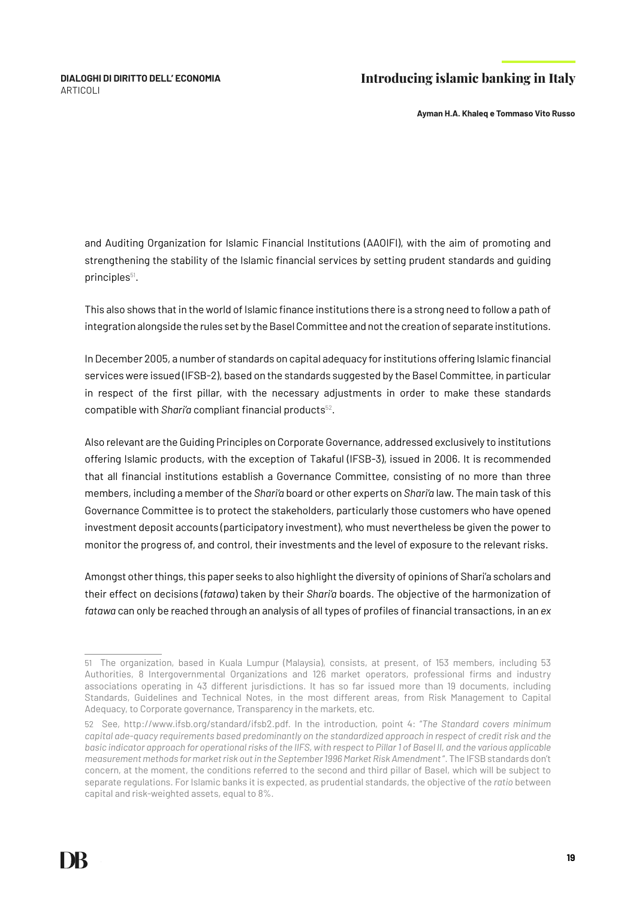and Auditing Organization for Islamic Financial Institutions (AAOIFI), with the aim of promoting and strengthening the stability of the Islamic financial services by setting prudent standards and guiding principles[51].

This also shows that in the world of Islamic finance institutions there is a strong need to follow a path of integration alongside the rules set by the Basel Committee and not the creation of separate institutions.

In December 2005, a number of standards on capital adequacy for institutions offering Islamic financial services were issued (IFSB-2), based on the standards suggested by the Basel Committee, in particular in respect of the first pillar, with the necessary adjustments in order to make these standards compatible with *Shari'a* compliant financial products[52].

Also relevant are the Guiding Principles on Corporate Governance, addressed exclusively to institutions offering Islamic products, with the exception of Takaful (IFSB-3), issued in 2006. It is recommended that all financial institutions establish a Governance Committee, consisting of no more than three members, including a member of the *Shari'a* board or other experts on *Shari'a* law. The main task of this Governance Committee is to protect the stakeholders, particularly those customers who have opened investment deposit accounts (participatory investment), who must nevertheless be given the power to monitor the progress of, and control, their investments and the level of exposure to the relevant risks.

Amongst other things, this paper seeks to also highlight the diversity of opinions of Shari'a scholars and their effect on decisions (*fatawa*) taken by their *Shari'a* boards. The objective of the harmonization of *fatawa* can only be reached through an analysis of all types of profiles of financial transactions, in an *ex*

---

51 The organization, based in Kuala Lumpur (Malaysia), consists, at present, of 153 members, including 53 Authorities, 8 Intergovernmental Organizations and 126 market operators, professional firms and industry associations operating in 43 different jurisdictions. It has so far issued more than 19 documents, including Standards, Guidelines and Technical Notes, in the most different areas, from Risk Management to Capital Adequacy, to Corporate governance, Transparency in the markets, etc.

52 See, http://www.ifsb.org/standard/ifsb2.pdf. In the introduction, point 4: *"The Standard covers minimum capital ade-quacy requirements based predominantly on the standardized approach in respect of credit risk and the basic indicator approach for operational risks of the IIFS, with respect to Pillar 1 of Basel II, and the various applicable measurement methods for market risk out in the September 1996 Market Risk Amendment"*. The IFSB standards don't concern, at the moment, the conditions referred to the second and third pillar of Basel, which will be subject to separate regulations. For Islamic banks it is expected, as prudential standards, the objective of the *ratio* between capital and risk-weighted assets, equal to 8%.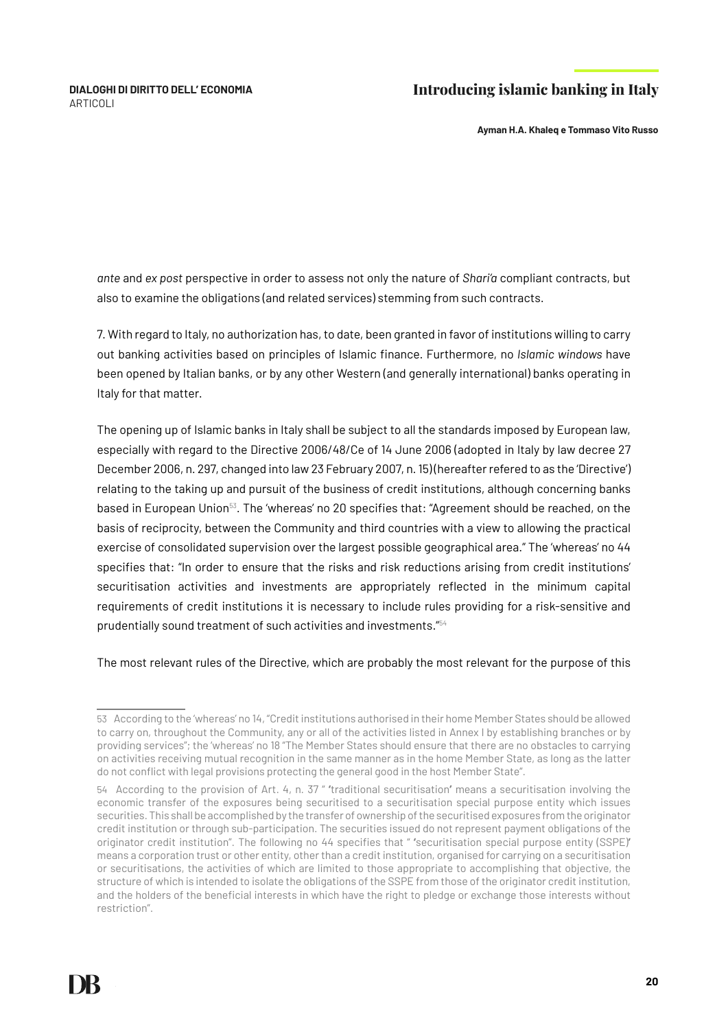*ante* and *ex post* perspective in order to assess not only the nature of *Shari'a* compliant contracts, but also to examine the obligations (and related services) stemming from such contracts.

7. With regard to Italy, no authorization has, to date, been granted in favor of institutions willing to carry out banking activities based on principles of Islamic finance. Furthermore, no *Islamic windows* have been opened by Italian banks, or by any other Western (and generally international) banks operating in Italy for that matter.

The opening up of Islamic banks in Italy shall be subject to all the standards imposed by European law, especially with regard to the Directive 2006/48/Ce of 14 June 2006 (adopted in Italy by law decree 27 December 2006, n. 297, changed into law 23 February 2007, n. 15) (hereafter refered to as the 'Directive') relating to the taking up and pursuit of the business of credit institutions, although concerning banks based in European Union[53]. The 'whereas' no 20 specifies that: "Agreement should be reached, on the basis of reciprocity, between the Community and third countries with a view to allowing the practical exercise of consolidated supervision over the largest possible geographical area." The 'whereas' no 44 specifies that: "In order to ensure that the risks and risk reductions arising from credit institutions' securitisation activities and investments are appropriately reflected in the minimum capital requirements of credit institutions it is necessary to include rules providing for a risk-sensitive and prudentially sound treatment of such activities and investments."[54]

The most relevant rules of the Directive, which are probably the most relevant for the purpose of this

---

53 According to the 'whereas' no 14, "Credit institutions authorised in their home Member States should be allowed to carry on, throughout the Community, any or all of the activities listed in Annex I by establishing branches or by providing services"; the 'whereas' no 18 "The Member States should ensure that there are no obstacles to carrying on activities receiving mutual recognition in the same manner as in the home Member State, as long as the latter do not conflict with legal provisions protecting the general good in the host Member State".

54 According to the provision of Art. 4, n. 37 " 'traditional securitisation' means a securitisation involving the economic transfer of the exposures being securitised to a securitisation special purpose entity which issues securities. This shall be accomplished by the transfer of ownership of the securitised exposures from the originator credit institution or through sub-participation. The securities issued do not represent payment obligations of the originator credit institution". The following no 44 specifies that " 'securitisation special purpose entity (SSPE)' means a corporation trust or other entity, other than a credit institution, organised for carrying on a securitisation or securitisations, the activities of which are limited to those appropriate to accomplishing that objective, the structure of which is intended to isolate the obligations of the SSPE from those of the originator credit institution, and the holders of the beneficial interests in which have the right to pledge or exchange those interests without restriction".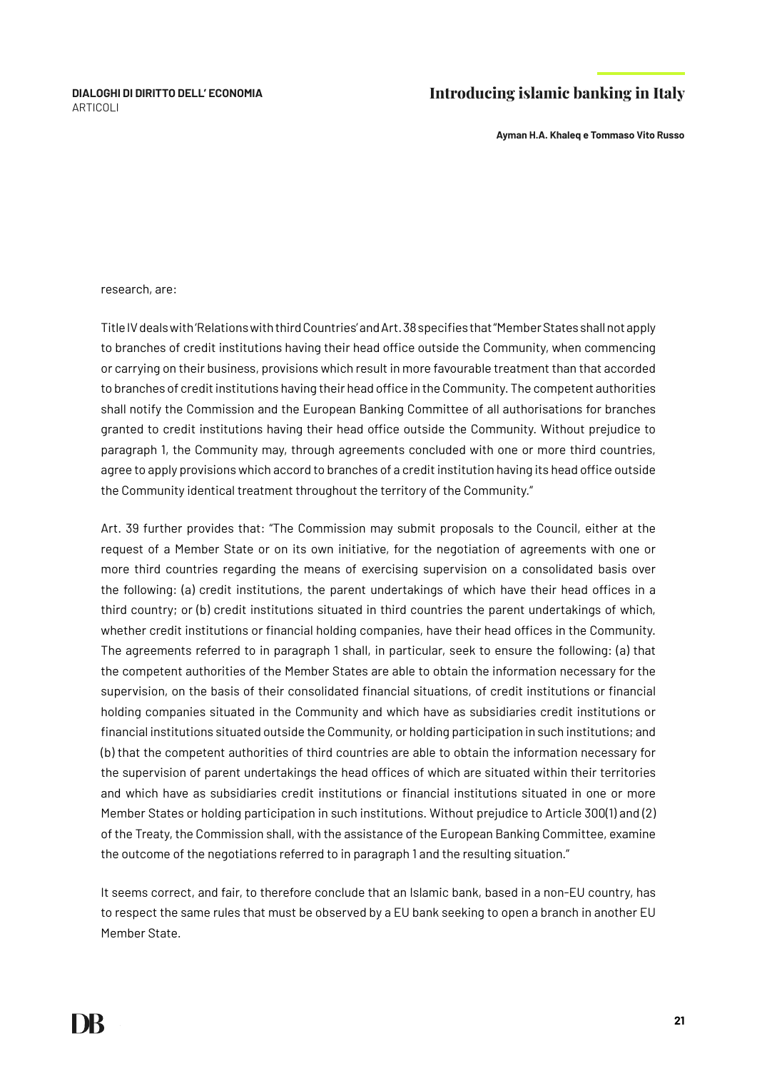research, are:

Title IV deals with 'Relations with third Countries' and Art. 38 specifies that "Member States shall not apply to branches of credit institutions having their head office outside the Community, when commencing or carrying on their business, provisions which result in more favourable treatment than that accorded to branches of credit institutions having their head office in the Community. The competent authorities shall notify the Commission and the European Banking Committee of all authorisations for branches granted to credit institutions having their head office outside the Community. Without prejudice to paragraph 1, the Community may, through agreements concluded with one or more third countries, agree to apply provisions which accord to branches of a credit institution having its head office outside the Community identical treatment throughout the territory of the Community."

Art. 39 further provides that: "The Commission may submit proposals to the Council, either at the request of a Member State or on its own initiative, for the negotiation of agreements with one or more third countries regarding the means of exercising supervision on a consolidated basis over the following: (a) credit institutions, the parent undertakings of which have their head offices in a third country; or (b) credit institutions situated in third countries the parent undertakings of which, whether credit institutions or financial holding companies, have their head offices in the Community. The agreements referred to in paragraph 1 shall, in particular, seek to ensure the following: (a) that the competent authorities of the Member States are able to obtain the information necessary for the supervision, on the basis of their consolidated financial situations, of credit institutions or financial holding companies situated in the Community and which have as subsidiaries credit institutions or financial institutions situated outside the Community, or holding participation in such institutions; and (b) that the competent authorities of third countries are able to obtain the information necessary for the supervision of parent undertakings the head offices of which are situated within their territories and which have as subsidiaries credit institutions or financial institutions situated in one or more Member States or holding participation in such institutions. Without prejudice to Article 300(1) and (2) of the Treaty, the Commission shall, with the assistance of the European Banking Committee, examine the outcome of the negotiations referred to in paragraph 1 and the resulting situation."

It seems correct, and fair, to therefore conclude that an Islamic bank, based in a non-EU country, has to respect the same rules that must be observed by a EU bank seeking to open a branch in another EU Member State.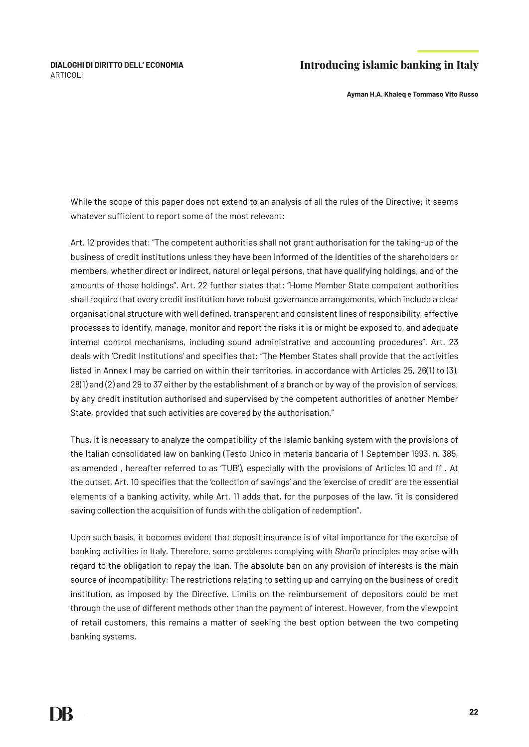While the scope of this paper does not extend to an analysis of all the rules of the Directive; it seems whatever sufficient to report some of the most relevant:

Art. 12 provides that: "The competent authorities shall not grant authorisation for the taking-up of the business of credit institutions unless they have been informed of the identities of the shareholders or members, whether direct or indirect, natural or legal persons, that have qualifying holdings, and of the amounts of those holdings". Art. 22 further states that: "Home Member State competent authorities shall require that every credit institution have robust governance arrangements, which include a clear organisational structure with well defined, transparent and consistent lines of responsibility, effective processes to identify, manage, monitor and report the risks it is or might be exposed to, and adequate internal control mechanisms, including sound administrative and accounting procedures". Art. 23 deals with 'Credit Institutions' and specifies that: "The Member States shall provide that the activities listed in Annex I may be carried on within their territories, in accordance with Articles 25, 26(1) to (3), 28(1) and (2) and 29 to 37 either by the establishment of a branch or by way of the provision of services, by any credit institution authorised and supervised by the competent authorities of another Member State, provided that such activities are covered by the authorisation."

Thus, it is necessary to analyze the compatibility of the Islamic banking system with the provisions of the Italian consolidated law on banking (Testo Unico in materia bancaria of 1 September 1993, n. 385, as amended , hereafter referred to as 'TUB'), especially with the provisions of Articles 10 and ff . At the outset, Art. 10 specifies that the 'collection of savings' and the 'exercise of credit' are the essential elements of a banking activity, while Art. 11 adds that, for the purposes of the law, "it is considered saving collection the acquisition of funds with the obligation of redemption".

Upon such basis, it becomes evident that deposit insurance is of vital importance for the exercise of banking activities in Italy. Therefore, some problems complying with *Shari'a* principles may arise with regard to the obligation to repay the loan. The absolute ban on any provision of interests is the main source of incompatibility: The restrictions relating to setting up and carrying on the business of credit institution, as imposed by the Directive. Limits on the reimbursement of depositors could be met through the use of different methods other than the payment of interest. However, from the viewpoint of retail customers, this remains a matter of seeking the best option between the two competing banking systems.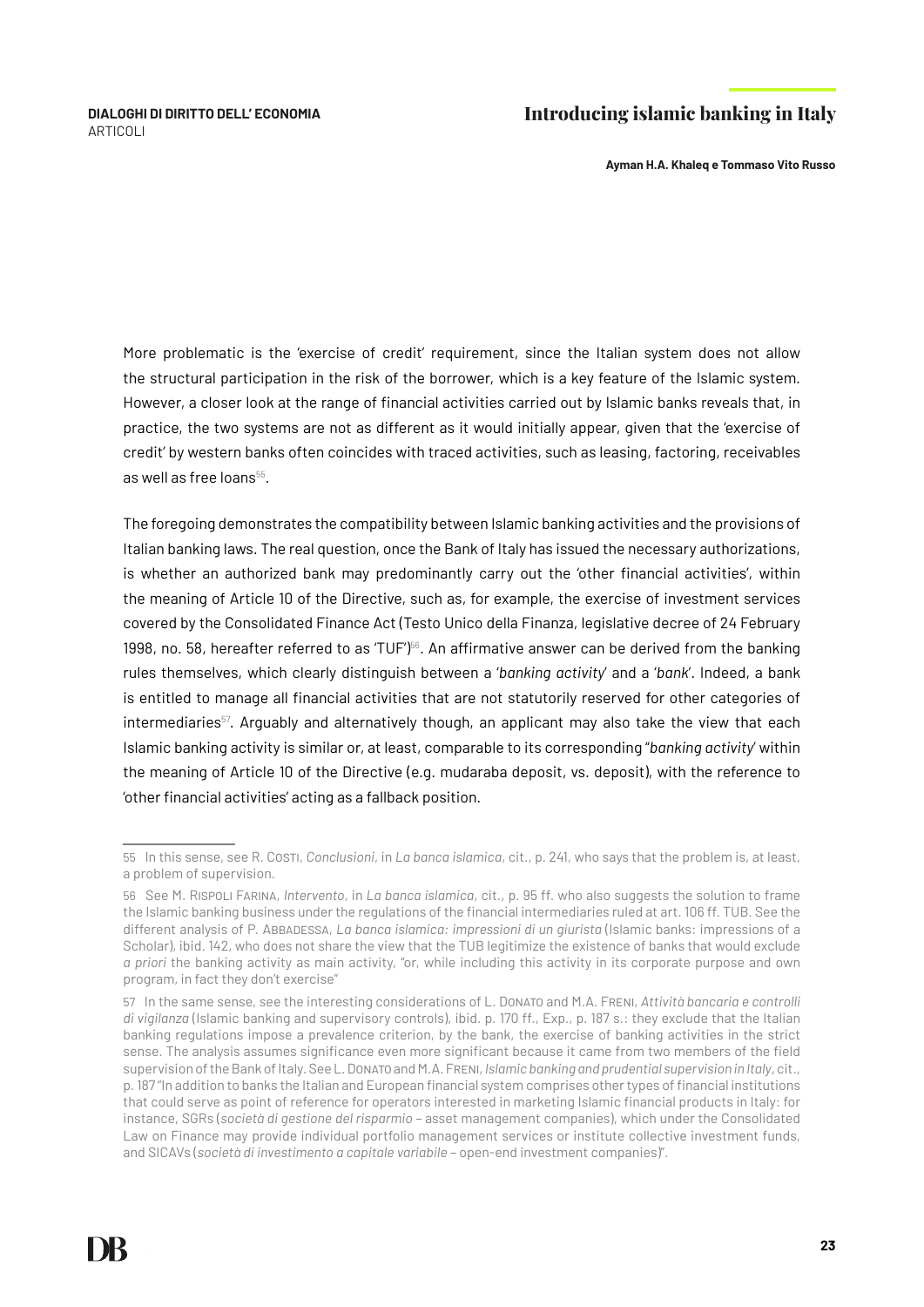More problematic is the 'exercise of credit' requirement, since the Italian system does not allow the structural participation in the risk of the borrower, which is a key feature of the Islamic system. However, a closer look at the range of financial activities carried out by Islamic banks reveals that, in practice, the two systems are not as different as it would initially appear, given that the 'exercise of credit' by western banks often coincides with traced activities, such as leasing, factoring, receivables as well as free loans[55].

The foregoing demonstrates the compatibility between Islamic banking activities and the provisions of Italian banking laws. The real question, once the Bank of Italy has issued the necessary authorizations, is whether an authorized bank may predominantly carry out the 'other financial activities', within the meaning of Article 10 of the Directive, such as, for example, the exercise of investment services covered by the Consolidated Finance Act (Testo Unico della Finanza, legislative decree of 24 February 1998, no. 58, hereafter referred to as 'TUF')[56]. An affirmative answer can be derived from the banking rules themselves, which clearly distinguish between a '*banking activity*' and a '*bank*'. Indeed, a bank is entitled to manage all financial activities that are not statutorily reserved for other categories of intermediaries[57]. Arguably and alternatively though, an applicant may also take the view that each Islamic banking activity is similar or, at least, comparable to its corresponding "*banking activity*' within the meaning of Article 10 of the Directive (e.g. mudaraba deposit, vs. deposit), with the reference to 'other financial activities' acting as a fallback position.

---

55 In this sense, see R. Costi, *Conclusioni*, in *La banca islamica*, cit., p. 241, who says that the problem is, at least, a problem of supervision.

56 See M. Rispoli Farina, *Intervento*, in *La banca islamica*, cit., p. 95 ff. who also suggests the solution to frame the Islamic banking business under the regulations of the financial intermediaries ruled at art. 106 ff. TUB. See the different analysis of P. Abbadessa, *La banca islamica: impressioni di un giurista* (Islamic banks: impressions of a Scholar), ibid. 142, who does not share the view that the TUB legitimize the existence of banks that would exclude *a priori* the banking activity as main activity, "or, while including this activity in its corporate purpose and own program, in fact they don't exercise"

57 In the same sense, see the interesting considerations of L. Donato and M.A. Freni, *Attività bancaria e controlli di vigilanza* (Islamic banking and supervisory controls), ibid. p. 170 ff., Exp., p. 187 s.: they exclude that the Italian banking regulations impose a prevalence criterion, by the bank, the exercise of banking activities in the strict sense. The analysis assumes significance even more significant because it came from two members of the field supervision of the Bank of Italy. See L. Donato and M.A. Freni, *Islamic banking and prudential supervision in Italy*, cit., p. 187 "In addition to banks the Italian and European financial system comprises other types of financial institutions that could serve as point of reference for operators interested in marketing Islamic financial products in Italy: for instance, SGRs (*società di gestione del risparmio* – asset management companies), which under the Consolidated Law on Finance may provide individual portfolio management services or institute collective investment funds, and SICAVs (*società di investimento a capitale variabile* – open-end investment companies)".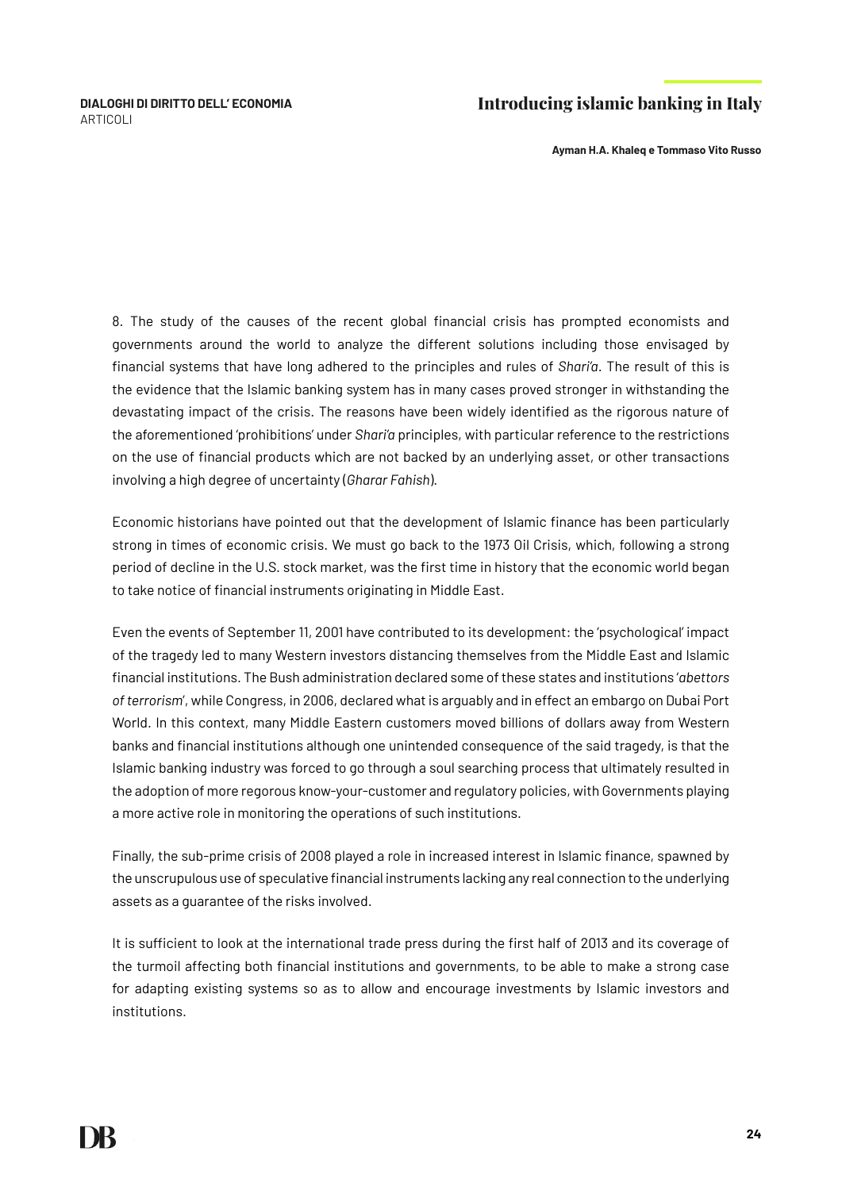8. The study of the causes of the recent global financial crisis has prompted economists and governments around the world to analyze the different solutions including those envisaged by financial systems that have long adhered to the principles and rules of *Shari'a*. The result of this is the evidence that the Islamic banking system has in many cases proved stronger in withstanding the devastating impact of the crisis. The reasons have been widely identified as the rigorous nature of the aforementioned 'prohibitions' under *Shari'a* principles, with particular reference to the restrictions on the use of financial products which are not backed by an underlying asset, or other transactions involving a high degree of uncertainty (*Gharar Fahish*).

Economic historians have pointed out that the development of Islamic finance has been particularly strong in times of economic crisis. We must go back to the 1973 Oil Crisis, which, following a strong period of decline in the U.S. stock market, was the first time in history that the economic world began to take notice of financial instruments originating in Middle East.

Even the events of September 11, 2001 have contributed to its development: the 'psychological' impact of the tragedy led to many Western investors distancing themselves from the Middle East and Islamic financial institutions. The Bush administration declared some of these states and institutions '*abettors of terrorism*', while Congress, in 2006, declared what is arguably and in effect an embargo on Dubai Port World. In this context, many Middle Eastern customers moved billions of dollars away from Western banks and financial institutions although one unintended consequence of the said tragedy, is that the Islamic banking industry was forced to go through a soul searching process that ultimately resulted in the adoption of more regorous know-your-customer and regulatory policies, with Governments playing a more active role in monitoring the operations of such institutions.

Finally, the sub-prime crisis of 2008 played a role in increased interest in Islamic finance, spawned by the unscrupulous use of speculative financial instruments lacking any real connection to the underlying assets as a guarantee of the risks involved.

It is sufficient to look at the international trade press during the first half of 2013 and its coverage of the turmoil affecting both financial institutions and governments, to be able to make a strong case for adapting existing systems so as to allow and encourage investments by Islamic investors and institutions.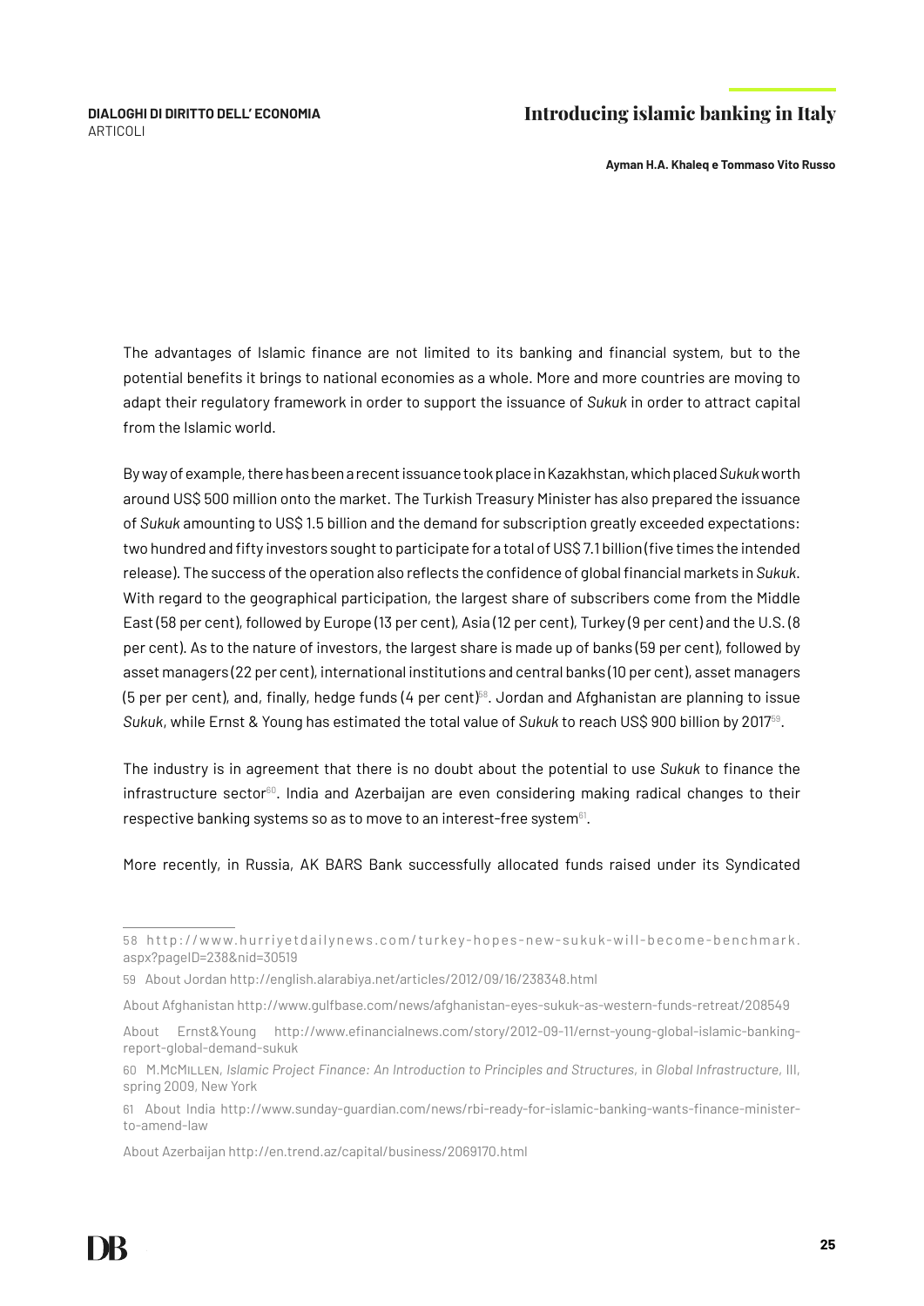The advantages of Islamic finance are not limited to its banking and financial system, but to the potential benefits it brings to national economies as a whole. More and more countries are moving to adapt their regulatory framework in order to support the issuance of *Sukuk* in order to attract capital from the Islamic world.

By way of example, there has been a recent issuance took place in Kazakhstan, which placed *Sukuk* worth around US$ 500 million onto the market. The Turkish Treasury Minister has also prepared the issuance of *Sukuk* amounting to US$ 1.5 billion and the demand for subscription greatly exceeded expectations: two hundred and fifty investors sought to participate for a total of US$ 7.1 billion (five times the intended release). The success of the operation also reflects the confidence of global financial markets in *Sukuk*. With regard to the geographical participation, the largest share of subscribers come from the Middle East (58 per cent), followed by Europe (13 per cent), Asia (12 per cent), Turkey (9 per cent) and the U.S. (8 per cent). As to the nature of investors, the largest share is made up of banks (59 per cent), followed by asset managers (22 per cent), international institutions and central banks (10 per cent), asset managers (5 per per cent), and, finally, hedge funds (4 per cent)[58]. Jordan and Afghanistan are planning to issue *Sukuk*, while Ernst & Young has estimated the total value of *Sukuk* to reach US$ 900 billion by 2017[59].

The industry is in agreement that there is no doubt about the potential to use *Sukuk* to finance the infrastructure sector[60]. India and Azerbaijan are even considering making radical changes to their respective banking systems so as to move to an interest-free system[61].

More recently, in Russia, AK BARS Bank successfully allocated funds raised under its Syndicated

---

58 http://www.hurriyetdailynews.com/turkey-hopes-new-sukuk-will-become-benchmark.aspx?pageID=238&nid=30519

59 About Jordan http://english.alarabiya.net/articles/2012/09/16/238348.html

About Afghanistan http://www.gulfbase.com/news/afghanistan-eyes-sukuk-as-western-funds-retreat/208549

About Ernst&Young http://www.efinancialnews.com/story/2012-09-11/ernst-young-global-islamic-banking-report-global-demand-sukuk

60 M.McMillen, *Islamic Project Finance: An Introduction to Principles and Structures*, in *Global Infrastructure*, III, spring 2009, New York

61 About India http://www.sunday-guardian.com/news/rbi-ready-for-islamic-banking-wants-finance-minister-to-amend-law

About Azerbaijan http://en.trend.az/capital/business/2069170.html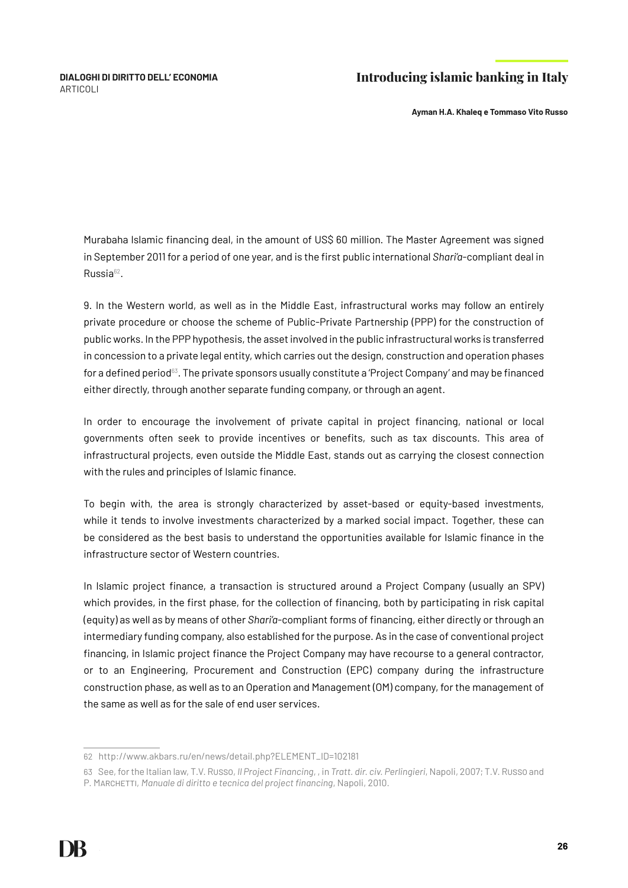Murabaha Islamic financing deal, in the amount of US$ 60 million. The Master Agreement was signed in September 2011 for a period of one year, and is the first public international *Shari'a*-compliant deal in Russia[62].

9. In the Western world, as well as in the Middle East, infrastructural works may follow an entirely private procedure or choose the scheme of Public-Private Partnership (PPP) for the construction of public works. In the PPP hypothesis, the asset involved in the public infrastructural works is transferred in concession to a private legal entity, which carries out the design, construction and operation phases for a defined period[63]. The private sponsors usually constitute a 'Project Company' and may be financed either directly, through another separate funding company, or through an agent.

In order to encourage the involvement of private capital in project financing, national or local governments often seek to provide incentives or benefits, such as tax discounts. This area of infrastructural projects, even outside the Middle East, stands out as carrying the closest connection with the rules and principles of Islamic finance.

To begin with, the area is strongly characterized by asset-based or equity-based investments, while it tends to involve investments characterized by a marked social impact. Together, these can be considered as the best basis to understand the opportunities available for Islamic finance in the infrastructure sector of Western countries.

In Islamic project finance, a transaction is structured around a Project Company (usually an SPV) which provides, in the first phase, for the collection of financing, both by participating in risk capital (equity) as well as by means of other *Shari'a*-compliant forms of financing, either directly or through an intermediary funding company, also established for the purpose. As in the case of conventional project financing, in Islamic project finance the Project Company may have recourse to a general contractor, or to an Engineering, Procurement and Construction (EPC) company during the infrastructure construction phase, as well as to an Operation and Management (OM) company, for the management of the same as well as for the sale of end user services.

---

62 http://www.akbars.ru/en/news/detail.php?ELEMENT_ID=102181

63 See, for the Italian law, T.V. Russo, *Il Project Financing*, , in *Tratt. dir. civ. Perlingieri*, Napoli, 2007; T.V. Russo and P. Marchetti, *Manuale di diritto e tecnica del project financing*, Napoli, 2010.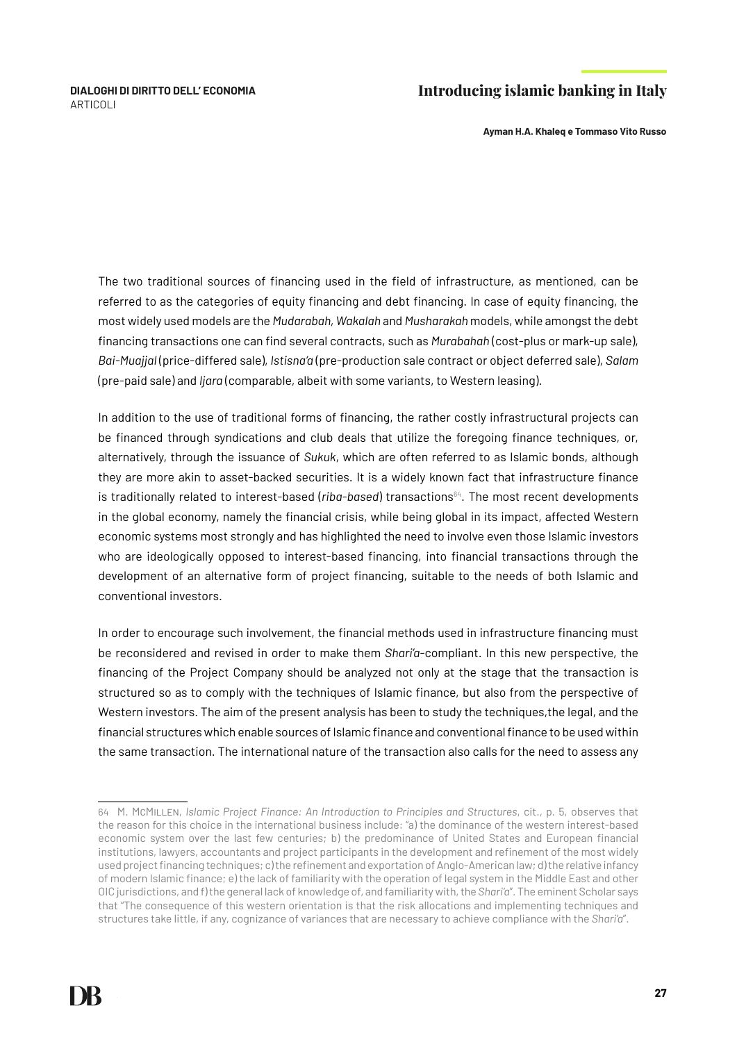The two traditional sources of financing used in the field of infrastructure, as mentioned, can be referred to as the categories of equity financing and debt financing. In case of equity financing, the most widely used models are the *Mudarabah*, *Wakalah* and *Musharakah* models, while amongst the debt financing transactions one can find several contracts, such as *Murabahah* (cost-plus or mark-up sale), *Bai-Muajjal* (price-differed sale), *Istisna'a* (pre-production sale contract or object deferred sale), *Salam* (pre-paid sale) and *Ijara* (comparable, albeit with some variants, to Western leasing).

In addition to the use of traditional forms of financing, the rather costly infrastructural projects can be financed through syndications and club deals that utilize the foregoing finance techniques, or, alternatively, through the issuance of *Sukuk*, which are often referred to as Islamic bonds, although they are more akin to asset-backed securities. It is a widely known fact that infrastructure finance is traditionally related to interest-based (*riba-based*) transactions[64]. The most recent developments in the global economy, namely the financial crisis, while being global in its impact, affected Western economic systems most strongly and has highlighted the need to involve even those Islamic investors who are ideologically opposed to interest-based financing, into financial transactions through the development of an alternative form of project financing, suitable to the needs of both Islamic and conventional investors.

In order to encourage such involvement, the financial methods used in infrastructure financing must be reconsidered and revised in order to make them *Shari'a*-compliant. In this new perspective, the financing of the Project Company should be analyzed not only at the stage that the transaction is structured so as to comply with the techniques of Islamic finance, but also from the perspective of Western investors. The aim of the present analysis has been to study the techniques,the legal, and the financial structures which enable sources of Islamic finance and conventional finance to be used within the same transaction. The international nature of the transaction also calls for the need to assess any

---

64 M. McMillen, *Islamic Project Finance: An Introduction to Principles and Structures*, cit., p. 5, observes that the reason for this choice in the international business include: "a) the dominance of the western interest-based economic system over the last few centuries; b) the predominance of United States and European financial institutions, lawyers, accountants and project participants in the development and refinement of the most widely used project financing techniques; c) the refinement and exportation of Anglo-American law; d) the relative infancy of modern Islamic finance; e) the lack of familiarity with the operation of legal system in the Middle East and other OIC jurisdictions, and f) the general lack of knowledge of, and familiarity with, the *Shari'a*". The eminent Scholar says that "The consequence of this western orientation is that the risk allocations and implementing techniques and structures take little, if any, cognizance of variances that are necessary to achieve compliance with the *Shari'a*".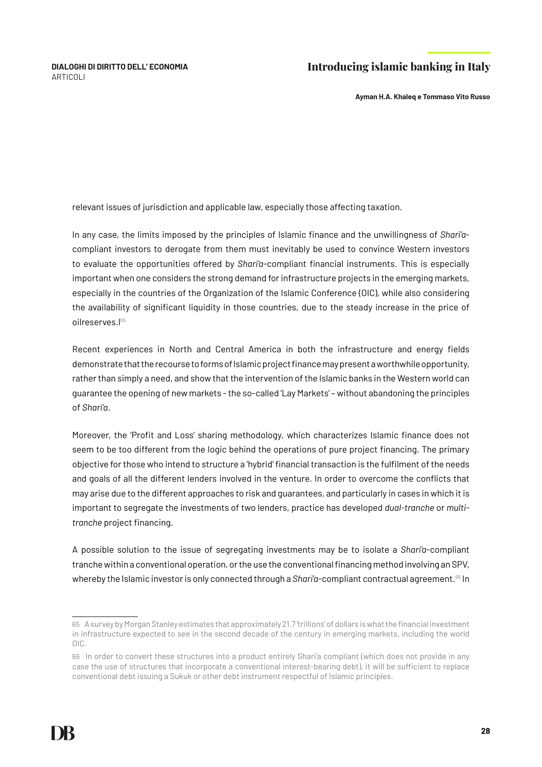relevant issues of jurisdiction and applicable law, especially those affecting taxation.

In any case, the limits imposed by the principles of Islamic finance and the unwillingness of *Shari'a*-compliant investors to derogate from them must inevitably be used to convince Western investors to evaluate the opportunities offered by *Shari'a*-compliant financial instruments. This is especially important when one considers the strong demand for infrastructure projects in the emerging markets, especially in the countries of the Organization of the Islamic Conference (OIC), while also considering the availability of significant liquidity in those countries, due to the steady increase in the price of oilreserves.l[65]

Recent experiences in North and Central America in both the infrastructure and energy fields demonstrate that the recourse to forms of Islamic project finance may present a worthwhile opportunity, rather than simply a need, and show that the intervention of the Islamic banks in the Western world can guarantee the opening of new markets – the so-called 'Lay Markets' – without abandoning the principles of *Shari'a*.

Moreover, the 'Profit and Loss' sharing methodology, which characterizes Islamic finance does not seem to be too different from the logic behind the operations of pure project financing. The primary objective for those who intend to structure a 'hybrid' financial transaction is the fulfilment of the needs and goals of all the different lenders involved in the venture. In order to overcome the conflicts that may arise due to the different approaches to risk and guarantees, and particularly in cases in which it is important to segregate the investments of two lenders, practice has developed *dual-tranche* or *multi-tranche* project financing.

A possible solution to the issue of segregating investments may be to isolate a *Shari'a*-compliant tranche within a conventional operation, or the use the conventional financing method involving an SPV, whereby the Islamic investor is only connected through a *Shari'a*-compliant contractual agreement.[66] In

---

65 A survey by Morgan Stanley estimates that approximately 21.7 'trillions' of dollars is what the financial investment in infrastructure expected to see in the second decade of the century in emerging markets, including the world OIC.

66 In order to convert these structures into a product entirely Shari'a compliant (which does not provide in any case the use of structures that incorporate a conventional interest-bearing debt), it will be sufficient to replace conventional debt issuing a Sukuk or other debt instrument respectful of Islamic principles.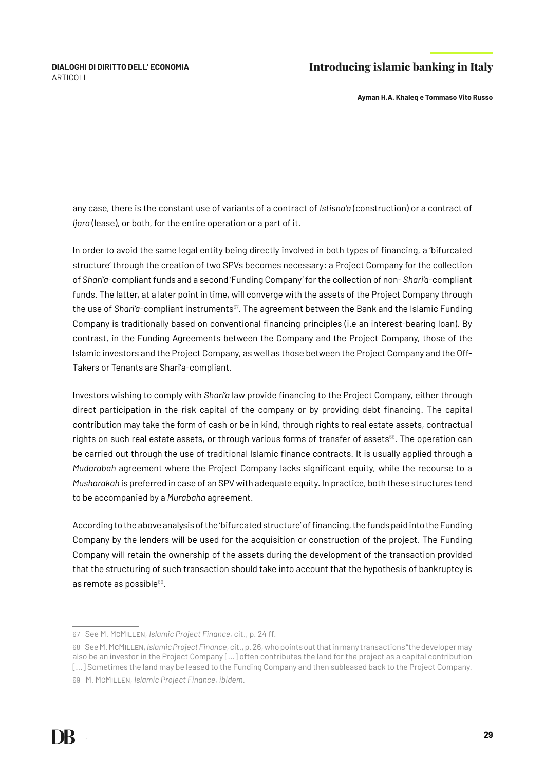any case, there is the constant use of variants of a contract of *Istisna'a* (construction) or a contract of *Ijara* (lease), or both, for the entire operation or a part of it.

In order to avoid the same legal entity being directly involved in both types of financing, a 'bifurcated structure' through the creation of two SPVs becomes necessary: a Project Company for the collection of *Shari'a*-compliant funds and a second 'Funding Company' for the collection of non- *Shari'a*-compliant funds. The latter, at a later point in time, will converge with the assets of the Project Company through the use of *Shari'a*-compliant instruments[67]. The agreement between the Bank and the Islamic Funding Company is traditionally based on conventional financing principles (i.e an interest-bearing loan). By contrast, in the Funding Agreements between the Company and the Project Company, those of the Islamic investors and the Project Company, as well as those between the Project Company and the Off-Takers or Tenants are Shari'a-compliant.

Investors wishing to comply with *Shari'a* law provide financing to the Project Company, either through direct participation in the risk capital of the company or by providing debt financing. The capital contribution may take the form of cash or be in kind, through rights to real estate assets, contractual rights on such real estate assets, or through various forms of transfer of assets[68]. The operation can be carried out through the use of traditional Islamic finance contracts. It is usually applied through a *Mudarabah* agreement where the Project Company lacks significant equity, while the recourse to a *Musharakah* is preferred in case of an SPV with adequate equity. In practice, both these structures tend to be accompanied by a *Murabaha* agreement.

According to the above analysis of the 'bifurcated structure' of financing, the funds paid into the Funding Company by the lenders will be used for the acquisition or construction of the project. The Funding Company will retain the ownership of the assets during the development of the transaction provided that the structuring of such transaction should take into account that the hypothesis of bankruptcy is as remote as possible[69].

---

67 See M. McMillen, *Islamic Project Finance*, cit., p. 24 ff.

68 See M. McMillen, *Islamic Project Finance*, cit., p. 26, who points out that in many transactions "the developer may also be an investor in the Project Company [...] often contributes the land for the project as a capital contribution [...] Sometimes the land may be leased to the Funding Company and then subleased back to the Project Company.

69 M. McMillen, *Islamic Project Finance*, *ibidem*.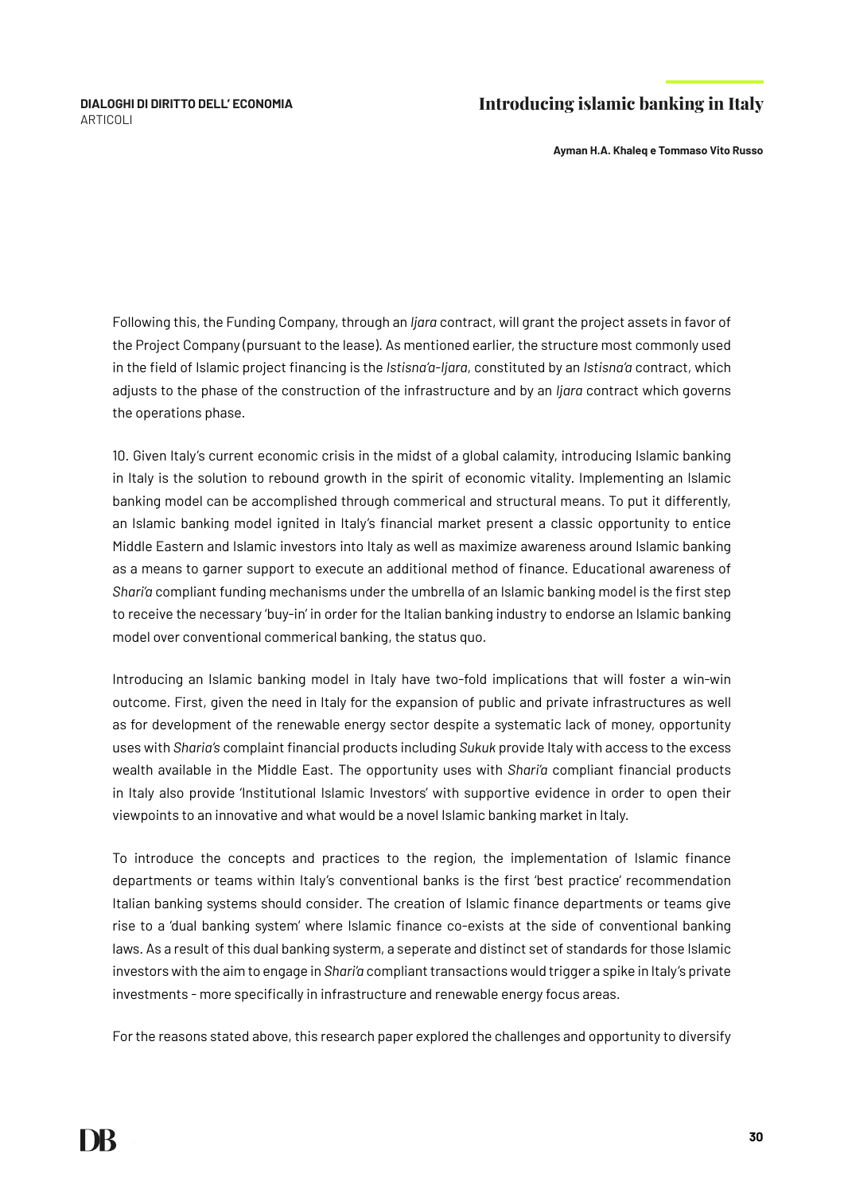Following this, the Funding Company, through an *Ijara* contract, will grant the project assets in favor of the Project Company (pursuant to the lease). As mentioned earlier, the structure most commonly used in the field of Islamic project financing is the *Istisna'a-Ijara*, constituted by an *Istisna'a* contract, which adjusts to the phase of the construction of the infrastructure and by an *Ijara* contract which governs the operations phase.

10. Given Italy's current economic crisis in the midst of a global calamity, introducing Islamic banking in Italy is the solution to rebound growth in the spirit of economic vitality. Implementing an Islamic banking model can be accomplished through commerical and structural means. To put it differently, an Islamic banking model ignited in Italy's financial market present a classic opportunity to entice Middle Eastern and Islamic investors into Italy as well as maximize awareness around Islamic banking as a means to garner support to execute an additional method of finance. Educational awareness of *Shari'a* compliant funding mechanisms under the umbrella of an Islamic banking model is the first step to receive the necessary 'buy-in' in order for the Italian banking industry to endorse an Islamic banking model over conventional commerical banking, the status quo.

Introducing an Islamic banking model in Italy have two-fold implications that will foster a win-win outcome. First, given the need in Italy for the expansion of public and private infrastructures as well as for development of the renewable energy sector despite a systematic lack of money, opportunity uses with *Sharia's* complaint financial products including *Sukuk* provide Italy with access to the excess wealth available in the Middle East. The opportunity uses with *Shari'a* compliant financial products in Italy also provide 'Institutional Islamic Investors' with supportive evidence in order to open their viewpoints to an innovative and what would be a novel Islamic banking market in Italy.

To introduce the concepts and practices to the region, the implementation of Islamic finance departments or teams within Italy's conventional banks is the first 'best practice' recommendation Italian banking systems should consider. The creation of Islamic finance departments or teams give rise to a 'dual banking system' where Islamic finance co-exists at the side of conventional banking laws. As a result of this dual banking systerm, a seperate and distinct set of standards for those Islamic investors with the aim to engage in *Shari'a* compliant transactions would trigger a spike in Italy's private investments - more specifically in infrastructure and renewable energy focus areas.

For the reasons stated above, this research paper explored the challenges and opportunity to diversify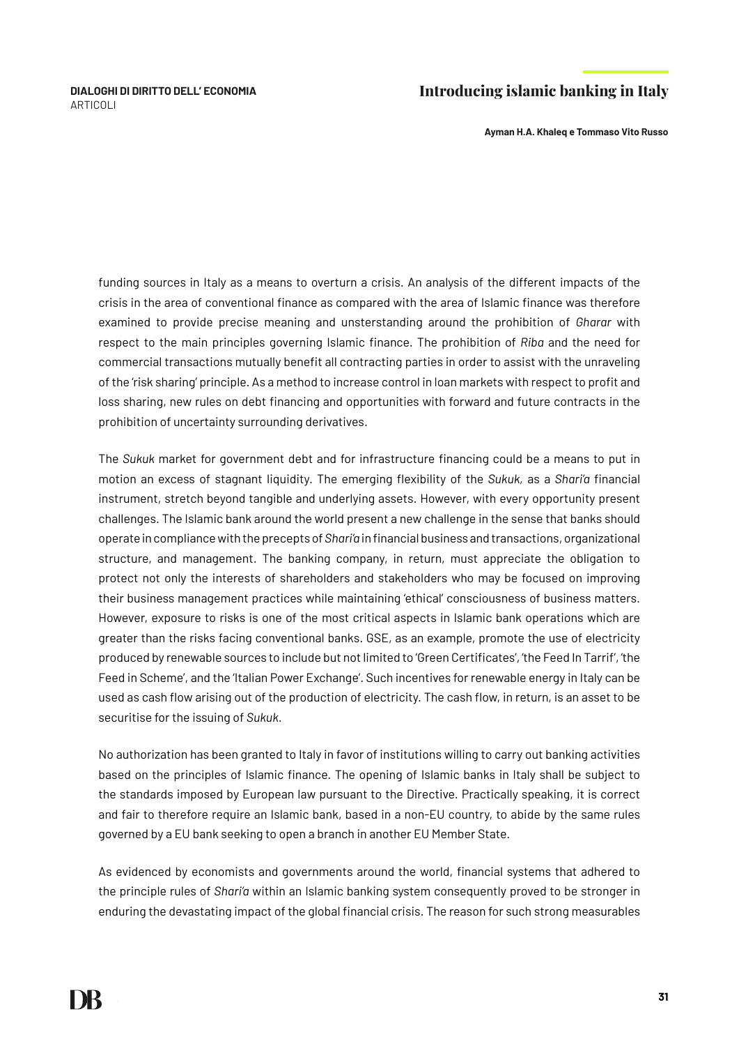funding sources in Italy as a means to overturn a crisis. An analysis of the different impacts of the crisis in the area of conventional finance as compared with the area of Islamic finance was therefore examined to provide precise meaning and unsterstanding around the prohibition of *Gharar* with respect to the main principles governing Islamic finance. The prohibition of *Riba* and the need for commercial transactions mutually benefit all contracting parties in order to assist with the unraveling of the 'risk sharing' principle. As a method to increase control in loan markets with respect to profit and loss sharing, new rules on debt financing and opportunities with forward and future contracts in the prohibition of uncertainty surrounding derivatives.

The *Sukuk* market for government debt and for infrastructure financing could be a means to put in motion an excess of stagnant liquidity. The emerging flexibility of the *Sukuk*, as a *Shari'a* financial instrument, stretch beyond tangible and underlying assets. However, with every opportunity present challenges. The Islamic bank around the world present a new challenge in the sense that banks should operate in compliance with the precepts of *Shari'a* in financial business and transactions, organizational structure, and management. The banking company, in return, must appreciate the obligation to protect not only the interests of shareholders and stakeholders who may be focused on improving their business management practices while maintaining 'ethical' consciousness of business matters. However, exposure to risks is one of the most critical aspects in Islamic bank operations which are greater than the risks facing conventional banks. GSE, as an example, promote the use of electricity produced by renewable sources to include but not limited to 'Green Certificates', 'the Feed In Tarrif', 'the Feed in Scheme', and the 'Italian Power Exchange'. Such incentives for renewable energy in Italy can be used as cash flow arising out of the production of electricity. The cash flow, in return, is an asset to be securitise for the issuing of *Sukuk*.

No authorization has been granted to Italy in favor of institutions willing to carry out banking activities based on the principles of Islamic finance. The opening of Islamic banks in Italy shall be subject to the standards imposed by European law pursuant to the Directive. Practically speaking, it is correct and fair to therefore require an Islamic bank, based in a non-EU country, to abide by the same rules governed by a EU bank seeking to open a branch in another EU Member State.

As evidenced by economists and governments around the world, financial systems that adhered to the principle rules of *Shari'a* within an Islamic banking system consequently proved to be stronger in enduring the devastating impact of the global financial crisis. The reason for such strong measurables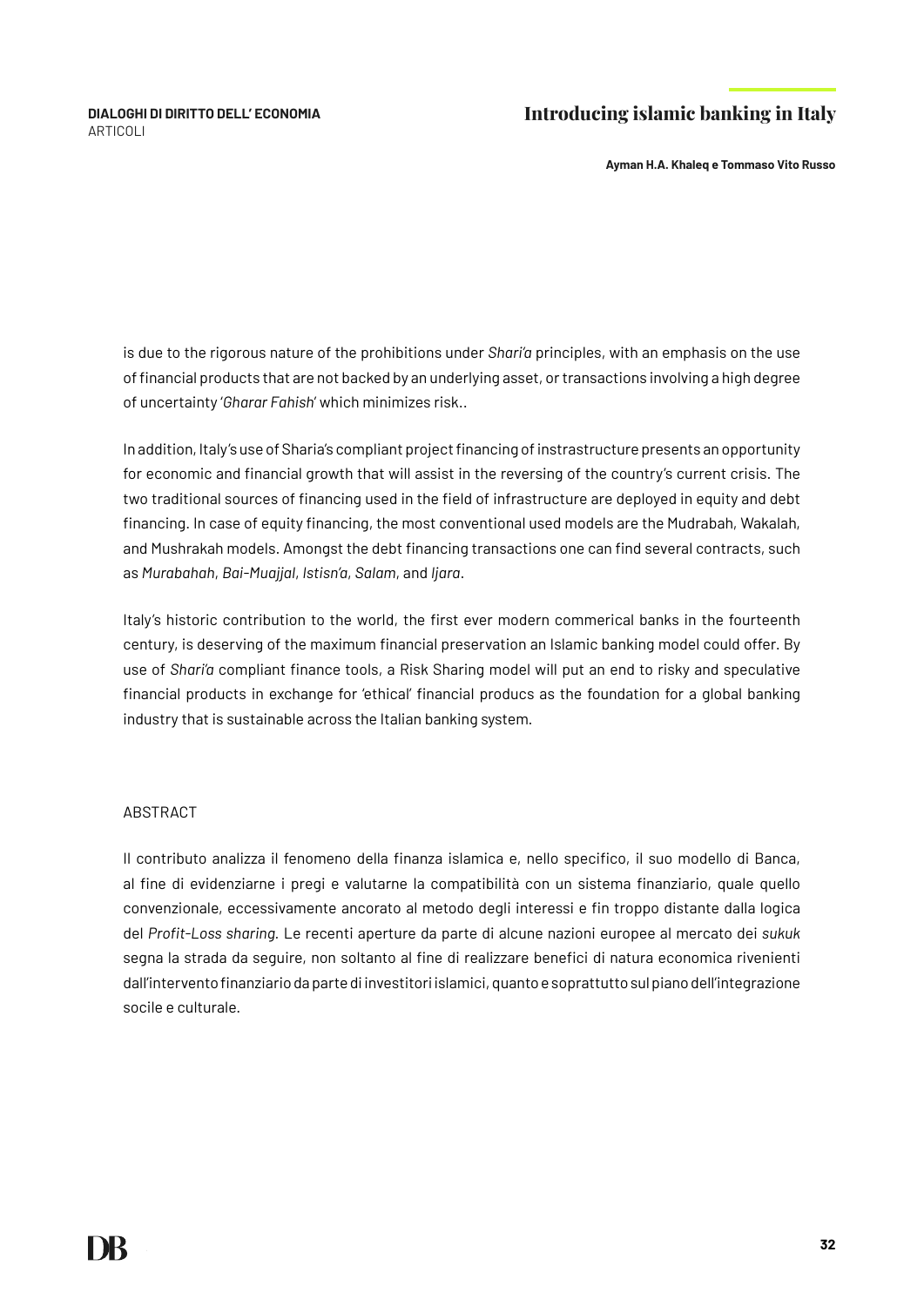is due to the rigorous nature of the prohibitions under *Shari'a* principles, with an emphasis on the use of financial products that are not backed by an underlying asset, or transactions involving a high degree of uncertainty '*Gharar Fahish*' which minimizes risk..

In addition, Italy's use of Sharia's compliant project financing of instrastructure presents an opportunity for economic and financial growth that will assist in the reversing of the country's current crisis. The two traditional sources of financing used in the field of infrastructure are deployed in equity and debt financing. In case of equity financing, the most conventional used models are the Mudrabah, Wakalah, and Mushrakah models. Amongst the debt financing transactions one can find several contracts, such as *Murabahah*, *Bai-Muajjal*, *Istisn'a*, *Salam*, and *Ijara*.

Italy's historic contribution to the world, the first ever modern commerical banks in the fourteenth century, is deserving of the maximum financial preservation an Islamic banking model could offer. By use of *Shari'a* compliant finance tools, a Risk Sharing model will put an end to risky and speculative financial products in exchange for 'ethical' financial producs as the foundation for a global banking industry that is sustainable across the Italian banking system.

ABSTRACT

Il contributo analizza il fenomeno della finanza islamica e, nello specifico, il suo modello di Banca, al fine di evidenziarne i pregi e valutarne la compatibilità con un sistema finanziario, quale quello convenzionale, eccessivamente ancorato al metodo degli interessi e fin troppo distante dalla logica del *Profit-Loss sharing.* Le recenti aperture da parte di alcune nazioni europee al mercato dei *sukuk* segna la strada da seguire, non soltanto al fine di realizzare benefici di natura economica rivenienti dall'intervento finanziario da parte di investitori islamici, quanto e soprattutto sul piano dell'integrazione socile e culturale.